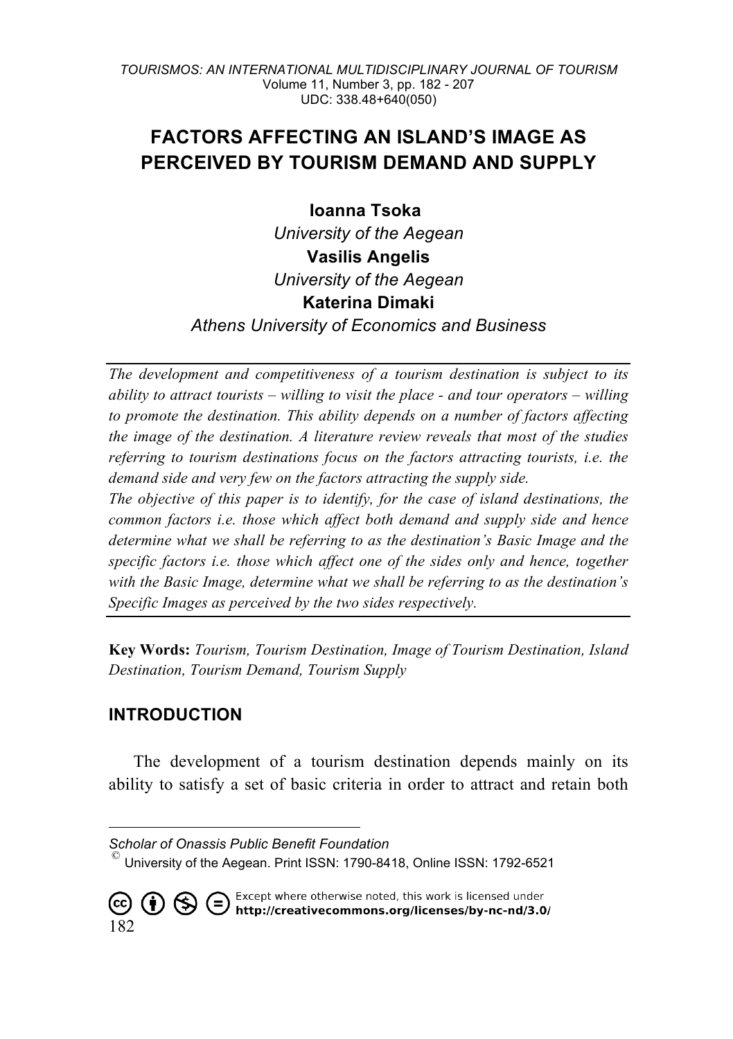# FACTORS AFFECTING AN ISLAND'S IMAGE AS PERCEIVED BY TOURISM DEMAND AND SUPPLY

**Ioanna Tsoka**
*University of the Aegean*
**Vasilis Angelis**
*University of the Aegean*
**Katerina Dimaki**
*Athens University of Economics and Business*

*The development and competitiveness of a tourism destination is subject to its ability to attract tourists – willing to visit the place - and tour operators – willing to promote the destination. This ability depends on a number of factors affecting the image of the destination. A literature review reveals that most of the studies referring to tourism destinations focus on the factors attracting tourists, i.e. the demand side and very few on the factors attracting the supply side.*

*The objective of this paper is to identify, for the case of island destinations, the common factors i.e. those which affect both demand and supply side and hence determine what we shall be referring to as the destination's Basic Image and the specific factors i.e. those which affect one of the sides only and hence, together with the Basic Image, determine what we shall be referring to as the destination's Specific Images as perceived by the two sides respectively.*

**Key Words:** *Tourism, Tourism Destination, Image of Tourism Destination, Island Destination, Tourism Demand, Tourism Supply*

## INTRODUCTION

The development of a tourism destination depends mainly on its ability to satisfy a set of basic criteria in order to attract and retain both

*Scholar of Onassis Public Benefit Foundation*

© University of the Aegean. Print ISSN: 1790-8418, Online ISSN: 1792-6521

Except where otherwise noted, this work is licensed under **http://creativecommons.org/licenses/by-nc-nd/3.0/**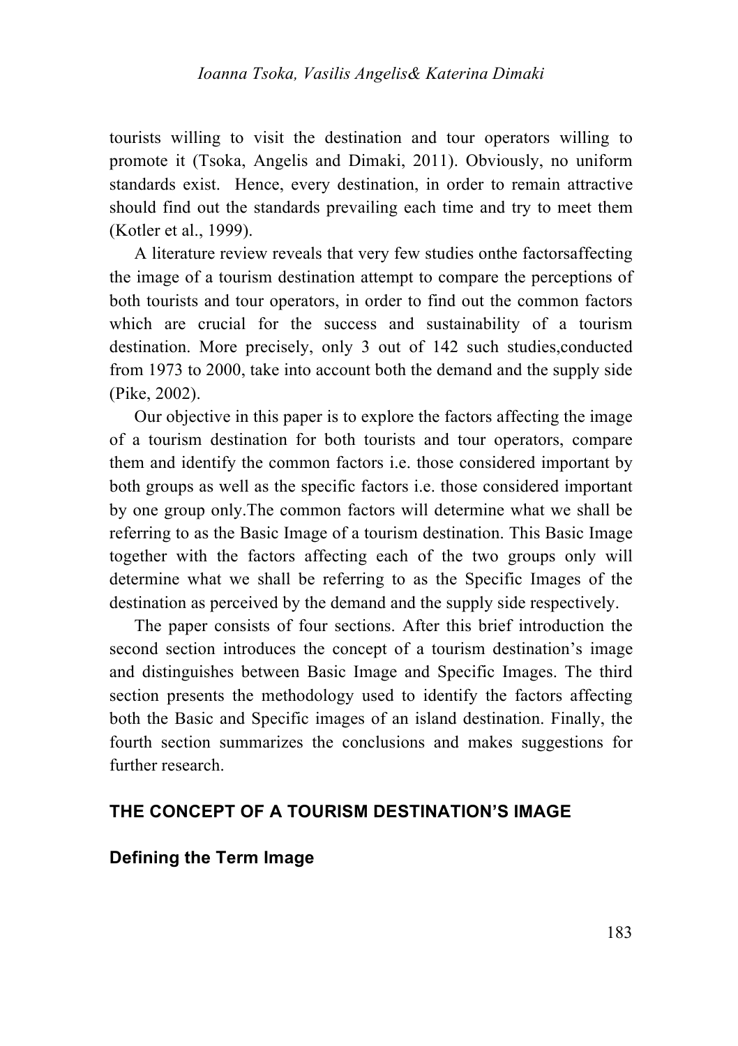tourists willing to visit the destination and tour operators willing to promote it (Tsoka, Angelis and Dimaki, 2011). Obviously, no uniform standards exist. Hence, every destination, in order to remain attractive should find out the standards prevailing each time and try to meet them (Kotler et al., 1999).

A literature review reveals that very few studies onthe factorsaffecting the image of a tourism destination attempt to compare the perceptions of both tourists and tour operators, in order to find out the common factors which are crucial for the success and sustainability of a tourism destination. More precisely, only 3 out of 142 such studies,conducted from 1973 to 2000, take into account both the demand and the supply side (Pike, 2002).

Our objective in this paper is to explore the factors affecting the image of a tourism destination for both tourists and tour operators, compare them and identify the common factors i.e. those considered important by both groups as well as the specific factors i.e. those considered important by one group only.The common factors will determine what we shall be referring to as the Basic Image of a tourism destination. This Basic Image together with the factors affecting each of the two groups only will determine what we shall be referring to as the Specific Images of the destination as perceived by the demand and the supply side respectively.

The paper consists of four sections. After this brief introduction the second section introduces the concept of a tourism destination's image and distinguishes between Basic Image and Specific Images. The third section presents the methodology used to identify the factors affecting both the Basic and Specific images of an island destination. Finally, the fourth section summarizes the conclusions and makes suggestions for further research.

## THE CONCEPT OF A TOURISM DESTINATION'S IMAGE

### Defining the Term Image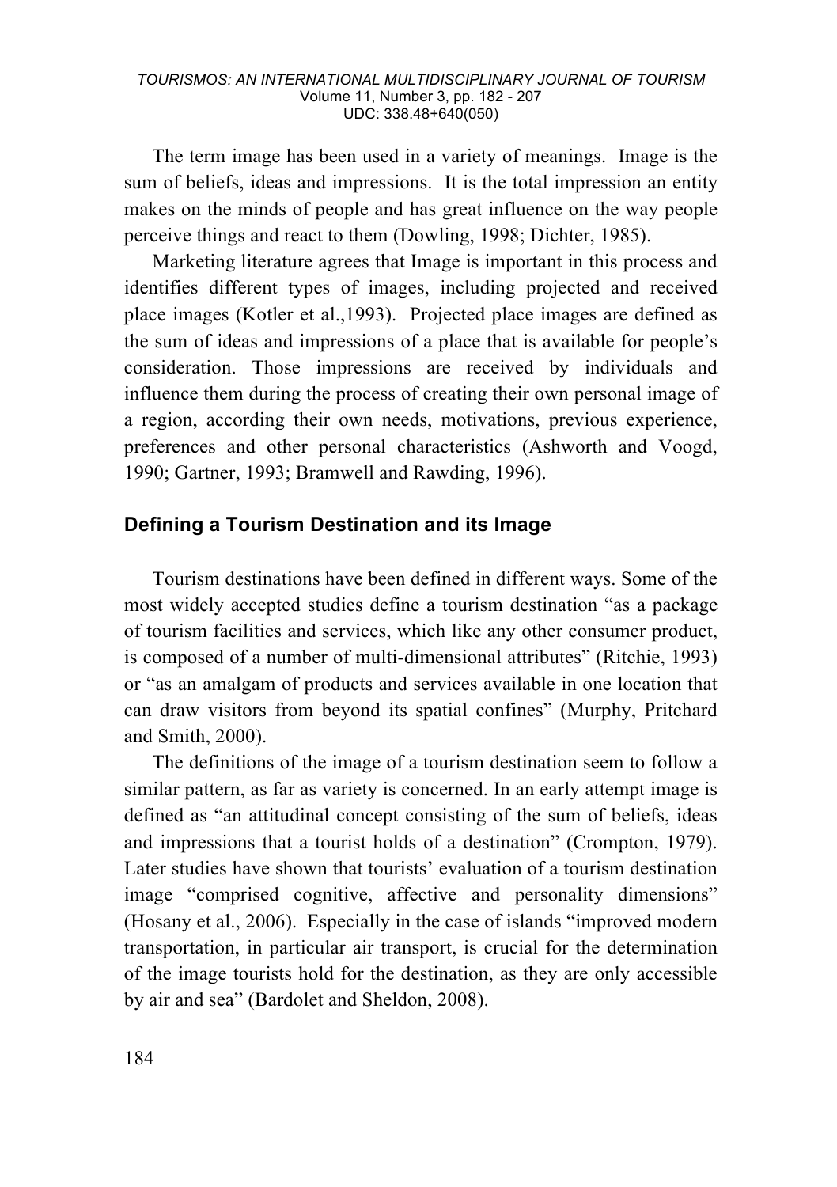The term image has been used in a variety of meanings. Image is the sum of beliefs, ideas and impressions. It is the total impression an entity makes on the minds of people and has great influence on the way people perceive things and react to them (Dowling, 1998; Dichter, 1985).

Marketing literature agrees that Image is important in this process and identifies different types of images, including projected and received place images (Kotler et al.,1993). Projected place images are defined as the sum of ideas and impressions of a place that is available for people's consideration. Those impressions are received by individuals and influence them during the process of creating their own personal image of a region, according their own needs, motivations, previous experience, preferences and other personal characteristics (Ashworth and Voogd, 1990; Gartner, 1993; Bramwell and Rawding, 1996).

## Defining a Tourism Destination and its Image

Tourism destinations have been defined in different ways. Some of the most widely accepted studies define a tourism destination "as a package of tourism facilities and services, which like any other consumer product, is composed of a number of multi-dimensional attributes" (Ritchie, 1993) or "as an amalgam of products and services available in one location that can draw visitors from beyond its spatial confines" (Murphy, Pritchard and Smith, 2000).

The definitions of the image of a tourism destination seem to follow a similar pattern, as far as variety is concerned. In an early attempt image is defined as "an attitudinal concept consisting of the sum of beliefs, ideas and impressions that a tourist holds of a destination" (Crompton, 1979). Later studies have shown that tourists' evaluation of a tourism destination image "comprised cognitive, affective and personality dimensions" (Hosany et al., 2006). Especially in the case of islands "improved modern transportation, in particular air transport, is crucial for the determination of the image tourists hold for the destination, as they are only accessible by air and sea" (Bardolet and Sheldon, 2008).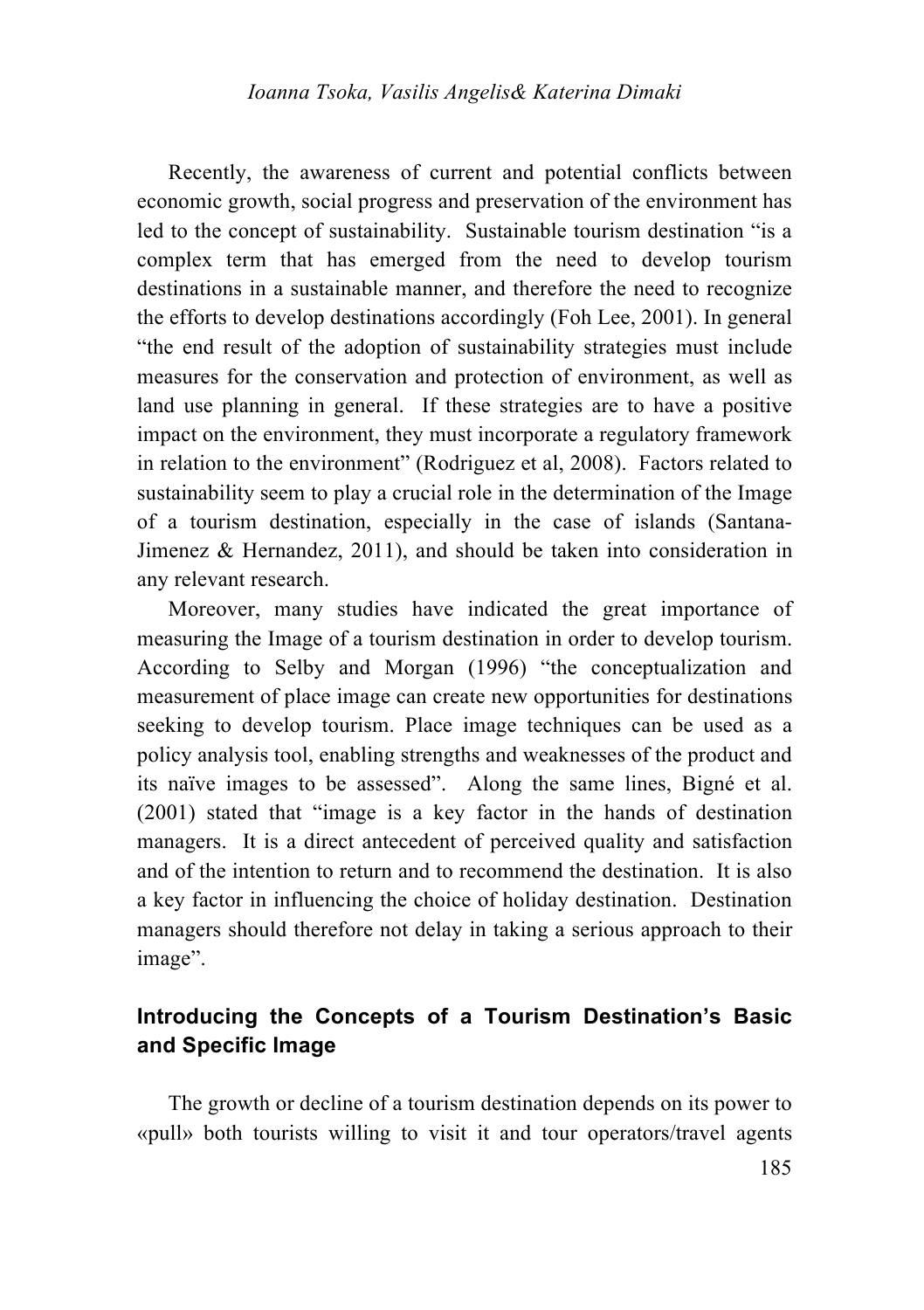Recently, the awareness of current and potential conflicts between economic growth, social progress and preservation of the environment has led to the concept of sustainability. Sustainable tourism destination "is a complex term that has emerged from the need to develop tourism destinations in a sustainable manner, and therefore the need to recognize the efforts to develop destinations accordingly (Foh Lee, 2001). In general "the end result of the adoption of sustainability strategies must include measures for the conservation and protection of environment, as well as land use planning in general. If these strategies are to have a positive impact on the environment, they must incorporate a regulatory framework in relation to the environment" (Rodriguez et al, 2008). Factors related to sustainability seem to play a crucial role in the determination of the Image of a tourism destination, especially in the case of islands (Santana-Jimenez & Hernandez, 2011), and should be taken into consideration in any relevant research.

Moreover, many studies have indicated the great importance of measuring the Image of a tourism destination in order to develop tourism. According to Selby and Morgan (1996) "the conceptualization and measurement of place image can create new opportunities for destinations seeking to develop tourism. Place image techniques can be used as a policy analysis tool, enabling strengths and weaknesses of the product and its naïve images to be assessed". Along the same lines, Bigné et al. (2001) stated that "image is a key factor in the hands of destination managers. It is a direct antecedent of perceived quality and satisfaction and of the intention to return and to recommend the destination. It is also a key factor in influencing the choice of holiday destination. Destination managers should therefore not delay in taking a serious approach to their image".

## Introducing the Concepts of a Tourism Destination's Basic and Specific Image

The growth or decline of a tourism destination depends on its power to «pull» both tourists willing to visit it and tour operators/travel agents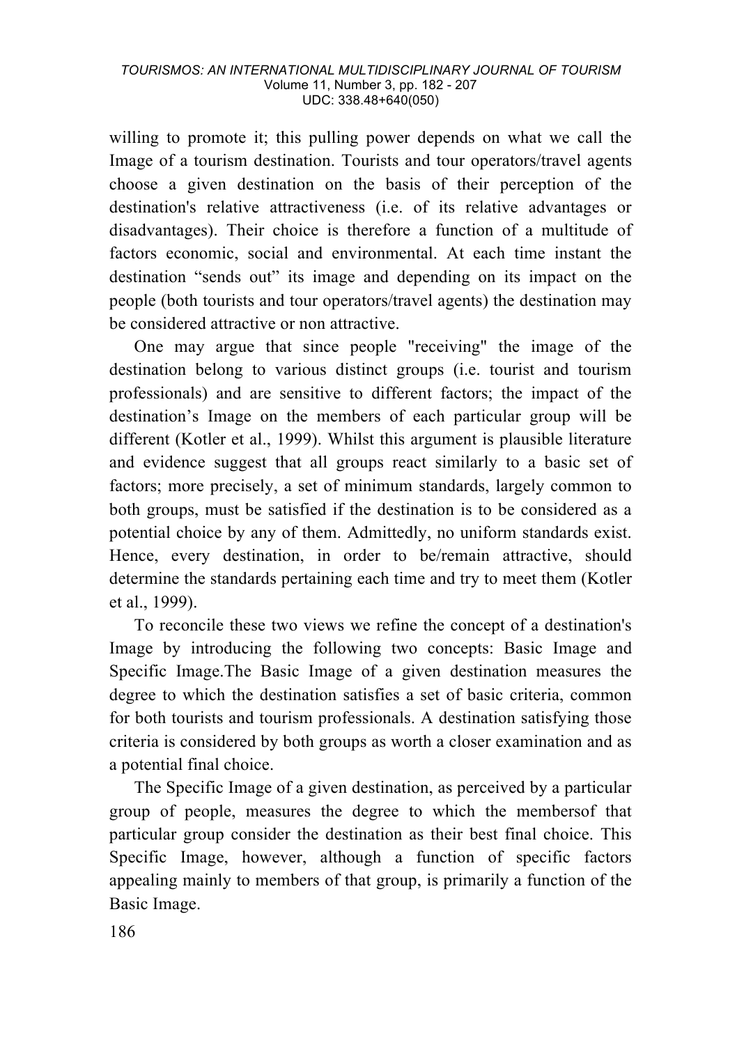willing to promote it; this pulling power depends on what we call the Image of a tourism destination. Tourists and tour operators/travel agents choose a given destination on the basis of their perception of the destination's relative attractiveness (i.e. of its relative advantages or disadvantages). Their choice is therefore a function of a multitude of factors economic, social and environmental. At each time instant the destination "sends out" its image and depending on its impact on the people (both tourists and tour operators/travel agents) the destination may be considered attractive or non attractive.

One may argue that since people "receiving" the image of the destination belong to various distinct groups (i.e. tourist and tourism professionals) and are sensitive to different factors; the impact of the destination's Image on the members of each particular group will be different (Kotler et al., 1999). Whilst this argument is plausible literature and evidence suggest that all groups react similarly to a basic set of factors; more precisely, a set of minimum standards, largely common to both groups, must be satisfied if the destination is to be considered as a potential choice by any of them. Admittedly, no uniform standards exist. Hence, every destination, in order to be/remain attractive, should determine the standards pertaining each time and try to meet them (Kotler et al., 1999).

To reconcile these two views we refine the concept of a destination's Image by introducing the following two concepts: Basic Image and Specific Image.The Basic Image of a given destination measures the degree to which the destination satisfies a set of basic criteria, common for both tourists and tourism professionals. A destination satisfying those criteria is considered by both groups as worth a closer examination and as a potential final choice.

The Specific Image of a given destination, as perceived by a particular group of people, measures the degree to which the membersof that particular group consider the destination as their best final choice. This Specific Image, however, although a function of specific factors appealing mainly to members of that group, is primarily a function of the Basic Image.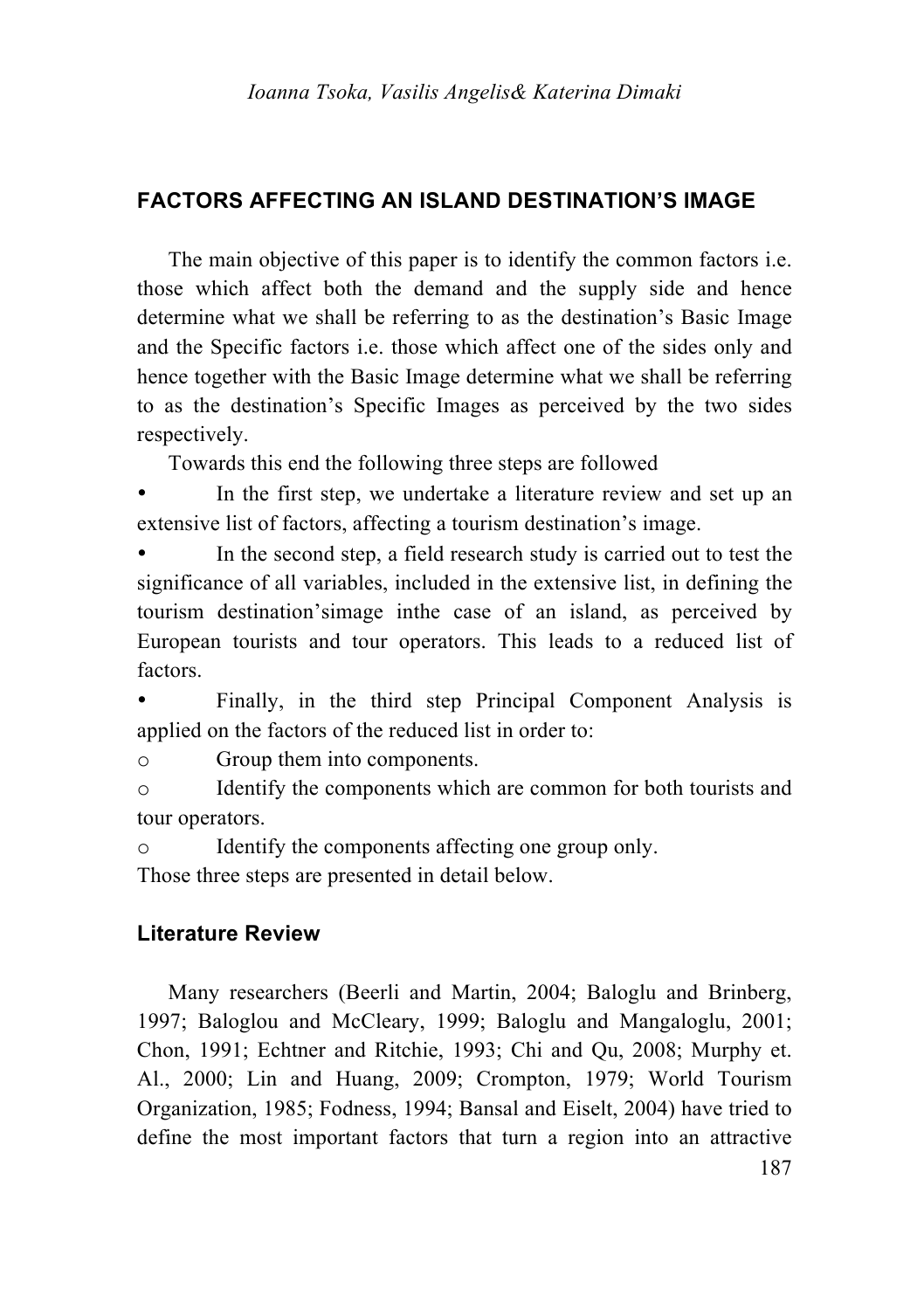## FACTORS AFFECTING AN ISLAND DESTINATION'S IMAGE

The main objective of this paper is to identify the common factors i.e. those which affect both the demand and the supply side and hence determine what we shall be referring to as the destination's Basic Image and the Specific factors i.e. those which affect one of the sides only and hence together with the Basic Image determine what we shall be referring to as the destination's Specific Images as perceived by the two sides respectively.

Towards this end the following three steps are followed

- In the first step, we undertake a literature review and set up an extensive list of factors, affecting a tourism destination's image.
- In the second step, a field research study is carried out to test the significance of all variables, included in the extensive list, in defining the tourism destination'simage inthe case of an island, as perceived by European tourists and tour operators. This leads to a reduced list of factors.
- Finally, in the third step Principal Component Analysis is applied on the factors of the reduced list in order to:
  - Group them into components.
  - Identify the components which are common for both tourists and tour operators.
  - Identify the components affecting one group only.

Those three steps are presented in detail below.

### Literature Review

Many researchers (Beerli and Martin, 2004; Baloglu and Brinberg, 1997; Baloglou and McCleary, 1999; Baloglu and Mangaloglu, 2001; Chon, 1991; Echtner and Ritchie, 1993; Chi and Qu, 2008; Murphy et. Al., 2000; Lin and Huang, 2009; Crompton, 1979; World Tourism Organization, 1985; Fodness, 1994; Bansal and Eiselt, 2004) have tried to define the most important factors that turn a region into an attractive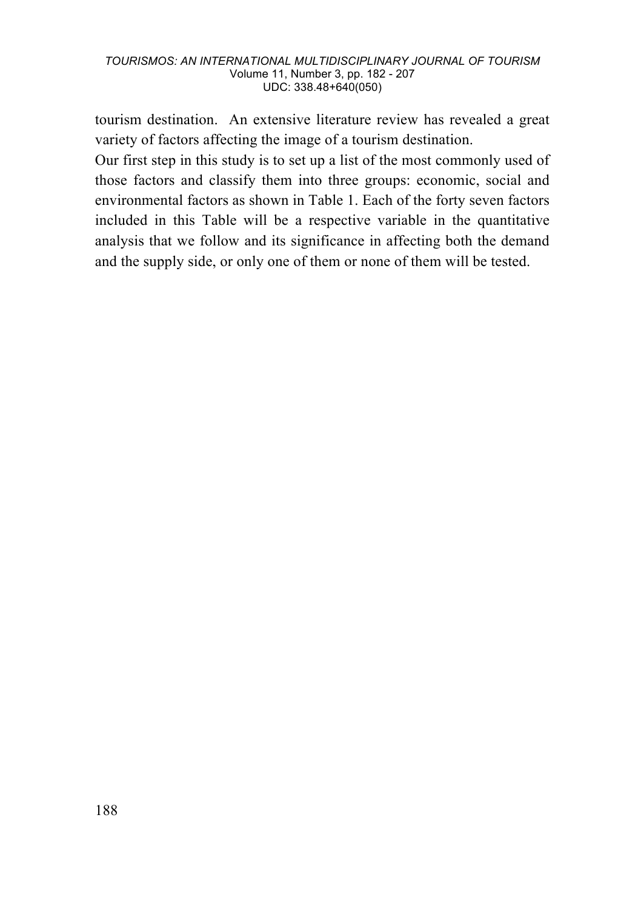tourism destination. An extensive literature review has revealed a great variety of factors affecting the image of a tourism destination.

Our first step in this study is to set up a list of the most commonly used of those factors and classify them into three groups: economic, social and environmental factors as shown in Table 1. Each of the forty seven factors included in this Table will be a respective variable in the quantitative analysis that we follow and its significance in affecting both the demand and the supply side, or only one of them or none of them will be tested.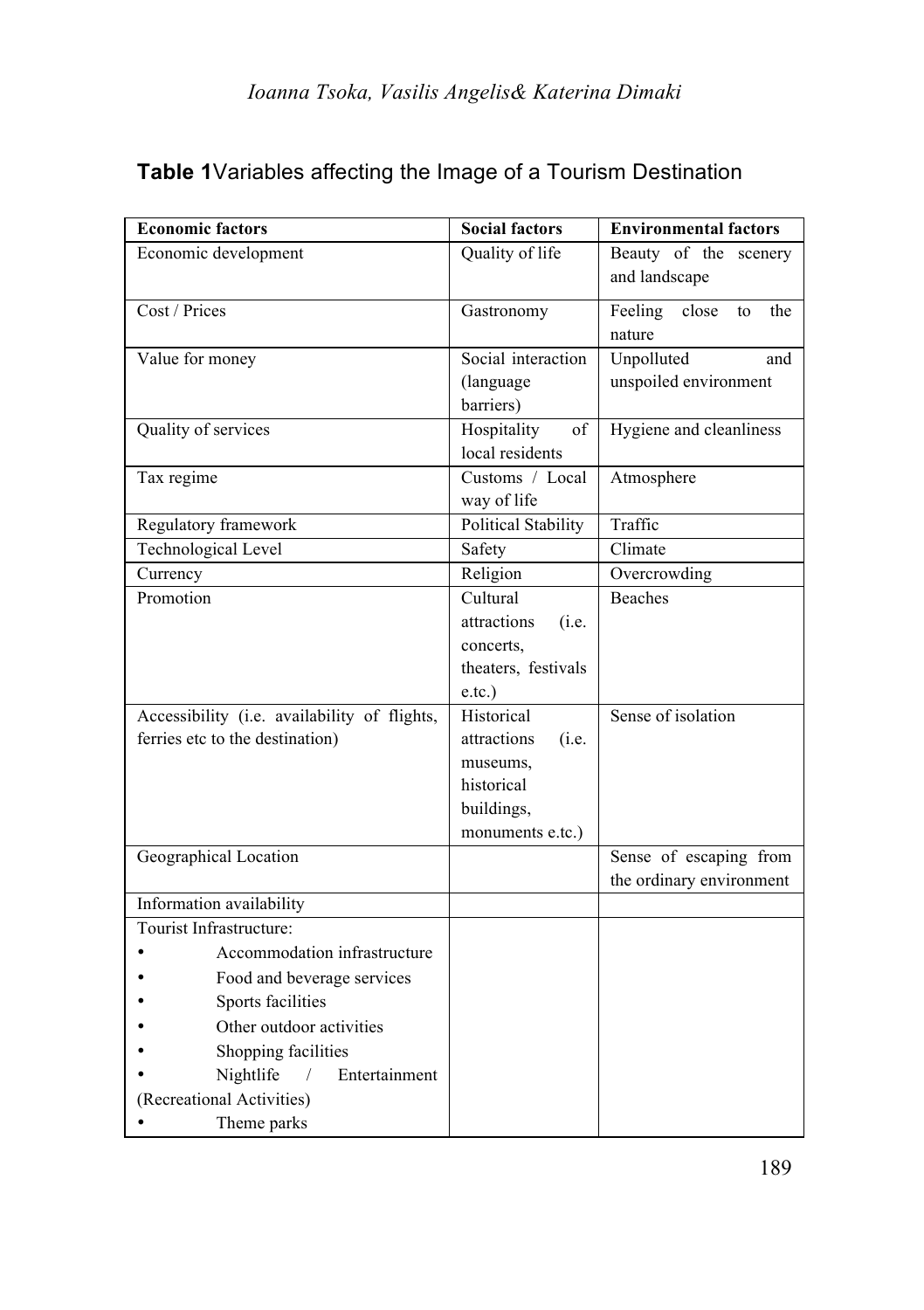**Table 1**Variables affecting the Image of a Tourism Destination

| Economic factors | Social factors | Environmental factors |
| --- | --- | --- |
| Economic development | Quality of life | Beauty of the scenery and landscape |
| Cost / Prices | Gastronomy | Feeling close to the nature |
| Value for money | Social interaction (language barriers) | Unpolluted and unspoiled environment |
| Quality of services | Hospitality of local residents | Hygiene and cleanliness |
| Tax regime | Customs / Local way of life | Atmosphere |
| Regulatory framework | Political Stability | Traffic |
| Technological Level | Safety | Climate |
| Currency | Religion | Overcrowding |
| Promotion | Cultural attractions (i.e. concerts, theaters, festivals e.tc.) | Beaches |
| Accessibility (i.e. availability of flights, ferries etc to the destination) | Historical attractions (i.e. museums, historical buildings, monuments e.tc.) | Sense of isolation |
| Geographical Location | | Sense of escaping from the ordinary environment |
| Information availability | | |
| Tourist Infrastructure: <br>• Accommodation infrastructure <br>• Food and beverage services <br>• Sports facilities <br>• Other outdoor activities <br>• Shopping facilities <br>• Nightlife / Entertainment (Recreational Activities) <br>• Theme parks | | |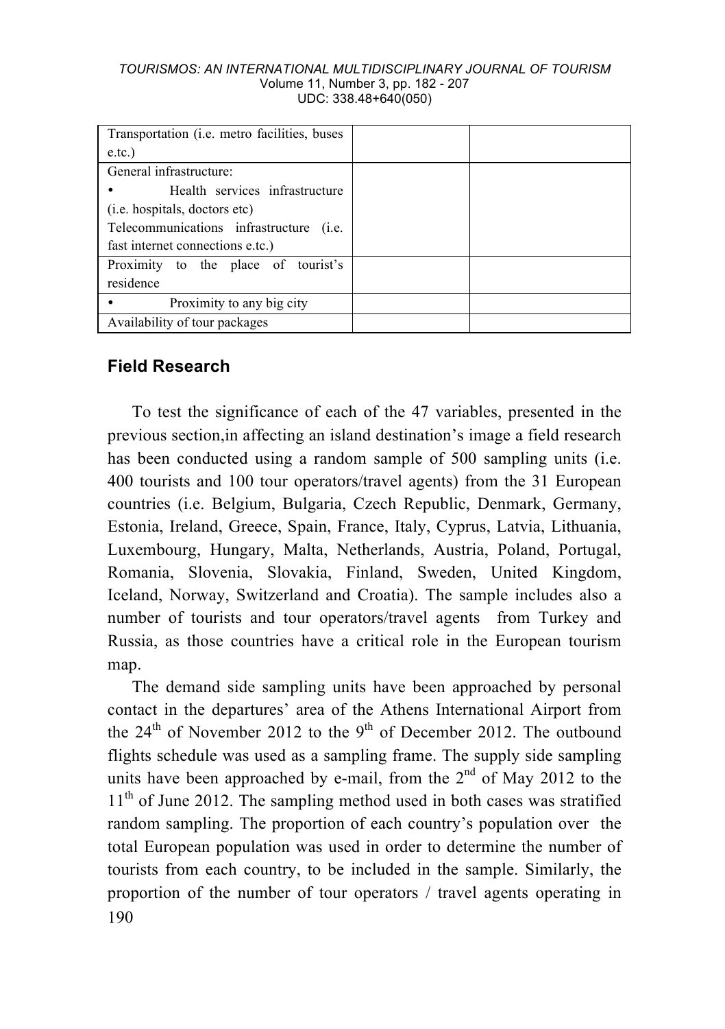| | | |
|---|---|---|
| Transportation (i.e. metro facilities, buses e.tc.) | | |
| General infrastructure: • Health services infrastructure (i.e. hospitals, doctors etc) Telecommunications infrastructure (i.e. fast internet connections e.tc.) | | |
| Proximity to the place of tourist's residence | | |
| • Proximity to any big city | | |
| Availability of tour packages | | |

## Field Research

To test the significance of each of the 47 variables, presented in the previous section,in affecting an island destination's image a field research has been conducted using a random sample of 500 sampling units (i.e. 400 tourists and 100 tour operators/travel agents) from the 31 European countries (i.e. Belgium, Bulgaria, Czech Republic, Denmark, Germany, Estonia, Ireland, Greece, Spain, France, Italy, Cyprus, Latvia, Lithuania, Luxembourg, Hungary, Malta, Netherlands, Austria, Poland, Portugal, Romania, Slovenia, Slovakia, Finland, Sweden, United Kingdom, Iceland, Norway, Switzerland and Croatia). The sample includes also a number of tourists and tour operators/travel agents from Turkey and Russia, as those countries have a critical role in the European tourism map.

The demand side sampling units have been approached by personal contact in the departures' area of the Athens International Airport from the 24th of November 2012 to the 9th of December 2012. The outbound flights schedule was used as a sampling frame. The supply side sampling units have been approached by e-mail, from the 2nd of May 2012 to the 11th of June 2012. The sampling method used in both cases was stratified random sampling. The proportion of each country's population over the total European population was used in order to determine the number of tourists from each country, to be included in the sample. Similarly, the proportion of the number of tour operators / travel agents operating in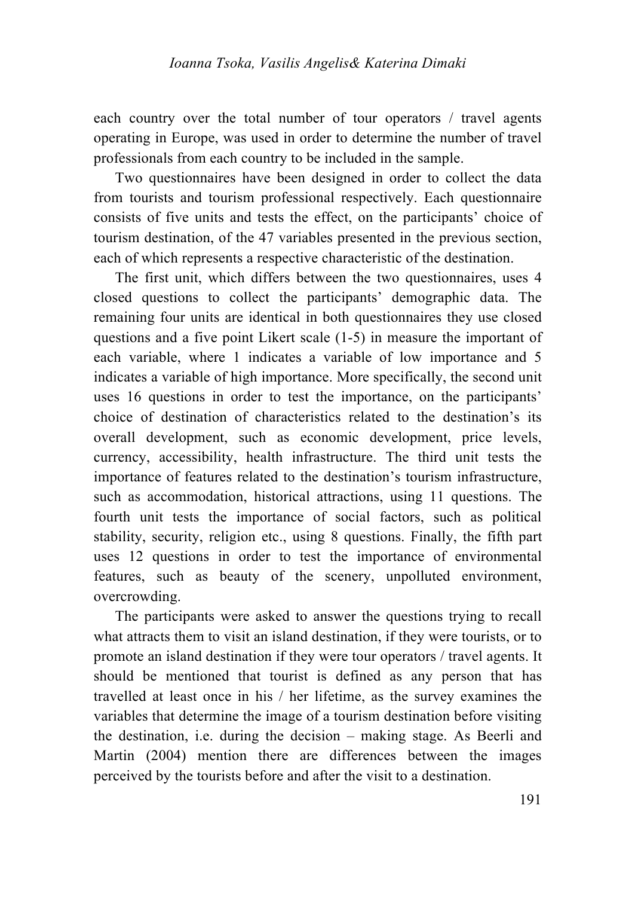each country over the total number of tour operators / travel agents operating in Europe, was used in order to determine the number of travel professionals from each country to be included in the sample.

Two questionnaires have been designed in order to collect the data from tourists and tourism professional respectively. Each questionnaire consists of five units and tests the effect, on the participants' choice of tourism destination, of the 47 variables presented in the previous section, each of which represents a respective characteristic of the destination.

The first unit, which differs between the two questionnaires, uses 4 closed questions to collect the participants' demographic data. The remaining four units are identical in both questionnaires they use closed questions and a five point Likert scale (1-5) in measure the important of each variable, where 1 indicates a variable of low importance and 5 indicates a variable of high importance. More specifically, the second unit uses 16 questions in order to test the importance, on the participants' choice of destination of characteristics related to the destination's its overall development, such as economic development, price levels, currency, accessibility, health infrastructure. The third unit tests the importance of features related to the destination's tourism infrastructure, such as accommodation, historical attractions, using 11 questions. The fourth unit tests the importance of social factors, such as political stability, security, religion etc., using 8 questions. Finally, the fifth part uses 12 questions in order to test the importance of environmental features, such as beauty of the scenery, unpolluted environment, overcrowding.

The participants were asked to answer the questions trying to recall what attracts them to visit an island destination, if they were tourists, or to promote an island destination if they were tour operators / travel agents. It should be mentioned that tourist is defined as any person that has travelled at least once in his / her lifetime, as the survey examines the variables that determine the image of a tourism destination before visiting the destination, i.e. during the decision – making stage. As Beerli and Martin (2004) mention there are differences between the images perceived by the tourists before and after the visit to a destination.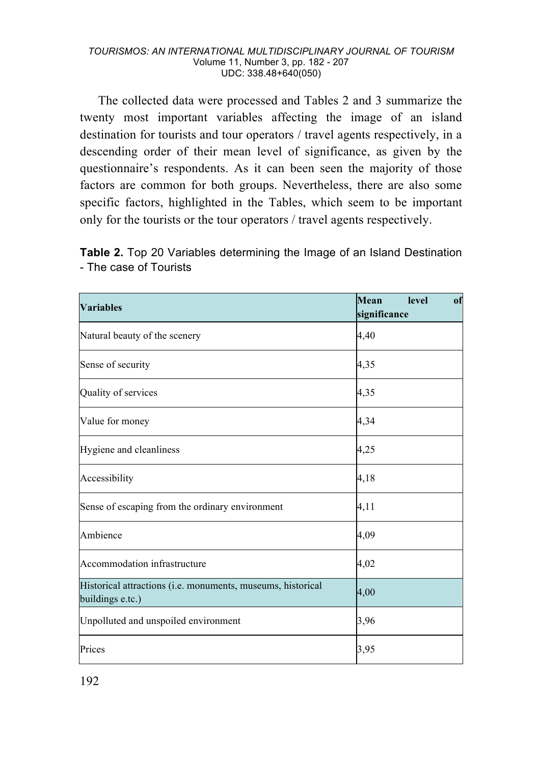The collected data were processed and Tables 2 and 3 summarize the twenty most important variables affecting the image of an island destination for tourists and tour operators / travel agents respectively, in a descending order of their mean level of significance, as given by the questionnaire's respondents. As it can been seen the majority of those factors are common for both groups. Nevertheless, there are also some specific factors, highlighted in the Tables, which seem to be important only for the tourists or the tour operators / travel agents respectively.

**Table 2.** Top 20 Variables determining the Image of an Island Destination - The case of Tourists

| Variables | Mean level of significance |
|---|---|
| Natural beauty of the scenery | 4,40 |
| Sense of security | 4,35 |
| Quality of services | 4,35 |
| Value for money | 4,34 |
| Hygiene and cleanliness | 4,25 |
| Accessibility | 4,18 |
| Sense of escaping from the ordinary environment | 4,11 |
| Ambience | 4,09 |
| Accommodation infrastructure | 4,02 |
| Historical attractions (i.e. monuments, museums, historical buildings e.tc.) | 4,00 |
| Unpolluted and unspoiled environment | 3,96 |
| Prices | 3,95 |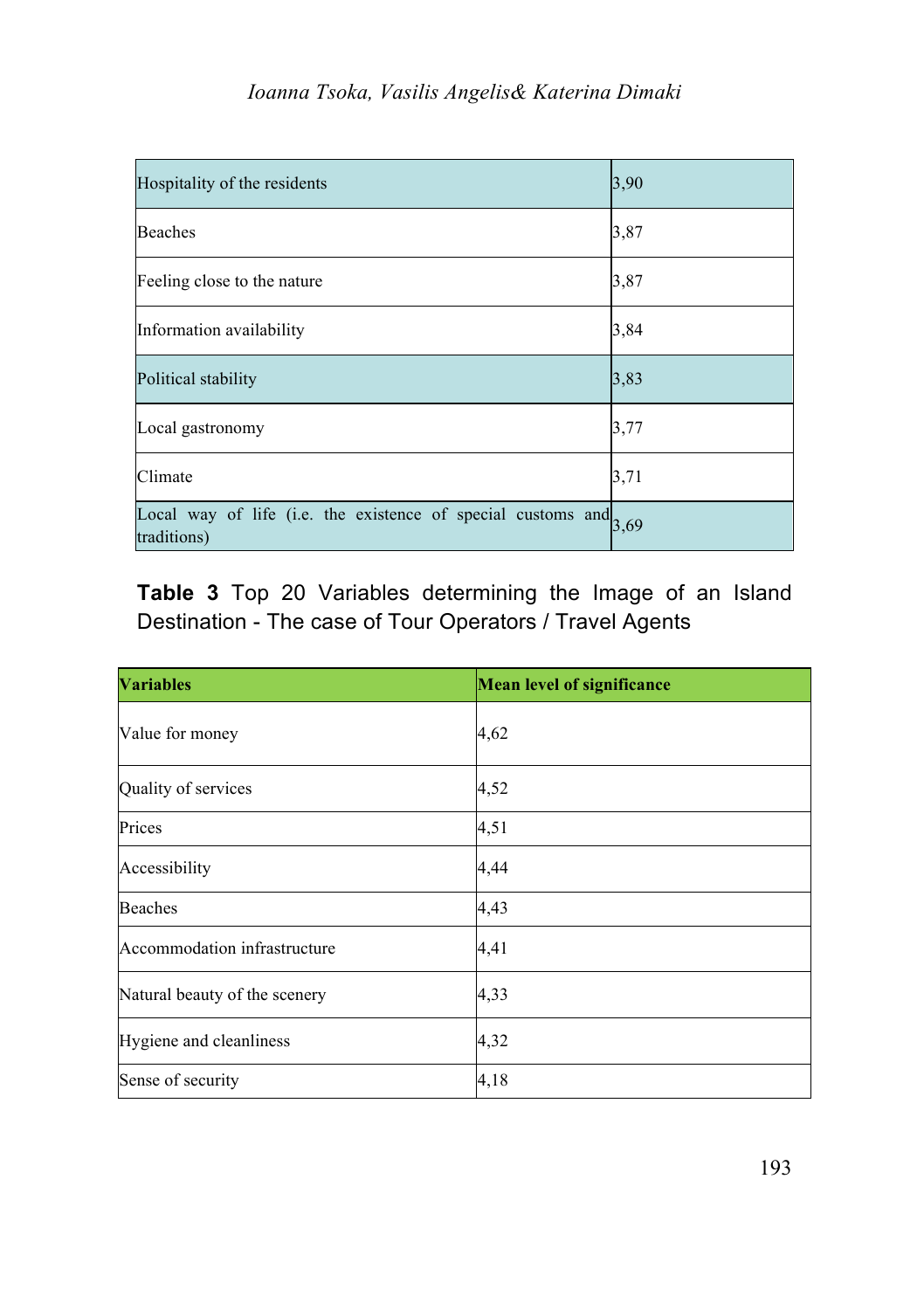| Hospitality of the residents | 3,90 |
|---|---|
| Beaches | 3,87 |
| Feeling close to the nature | 3,87 |
| Information availability | 3,84 |
| Political stability | 3,83 |
| Local gastronomy | 3,77 |
| Climate | 3,71 |
| Local way of life (i.e. the existence of special customs and traditions) | 3,69 |

**Table 3** Top 20 Variables determining the Image of an Island Destination - The case of Tour Operators / Travel Agents

| Variables | Mean level of significance |
|---|---|
| Value for money | 4,62 |
| Quality of services | 4,52 |
| Prices | 4,51 |
| Accessibility | 4,44 |
| Beaches | 4,43 |
| Accommodation infrastructure | 4,41 |
| Natural beauty of the scenery | 4,33 |
| Hygiene and cleanliness | 4,32 |
| Sense of security | 4,18 |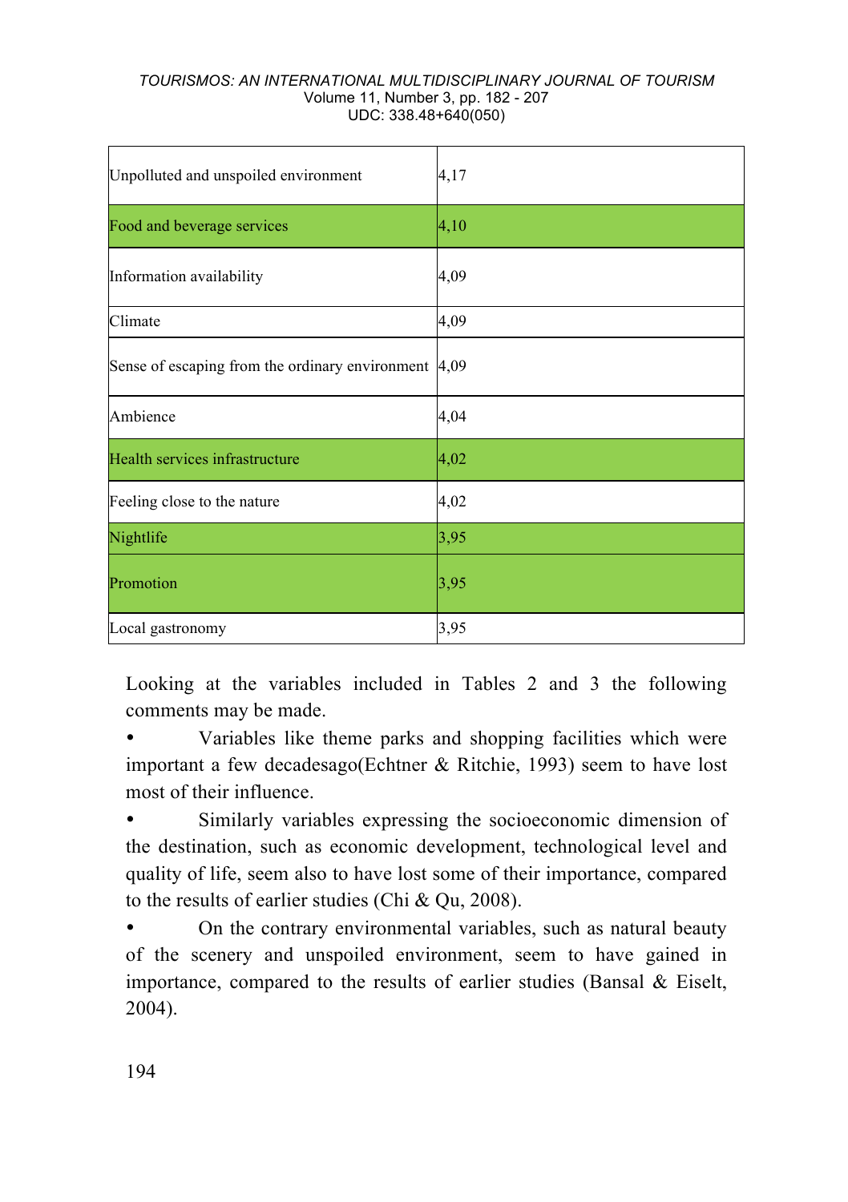| | |
|---|---|
| Unpolluted and unspoiled environment | 4,17 |
| Food and beverage services | 4,10 |
| Information availability | 4,09 |
| Climate | 4,09 |
| Sense of escaping from the ordinary environment | 4,09 |
| Ambience | 4,04 |
| Health services infrastructure | 4,02 |
| Feeling close to the nature | 4,02 |
| Nightlife | 3,95 |
| Promotion | 3,95 |
| Local gastronomy | 3,95 |

Looking at the variables included in Tables 2 and 3 the following comments may be made.

- Variables like theme parks and shopping facilities which were important a few decadesago(Echtner & Ritchie, 1993) seem to have lost most of their influence.
- Similarly variables expressing the socioeconomic dimension of the destination, such as economic development, technological level and quality of life, seem also to have lost some of their importance, compared to the results of earlier studies (Chi & Qu, 2008).
- On the contrary environmental variables, such as natural beauty of the scenery and unspoiled environment, seem to have gained in importance, compared to the results of earlier studies (Bansal & Eiselt, 2004).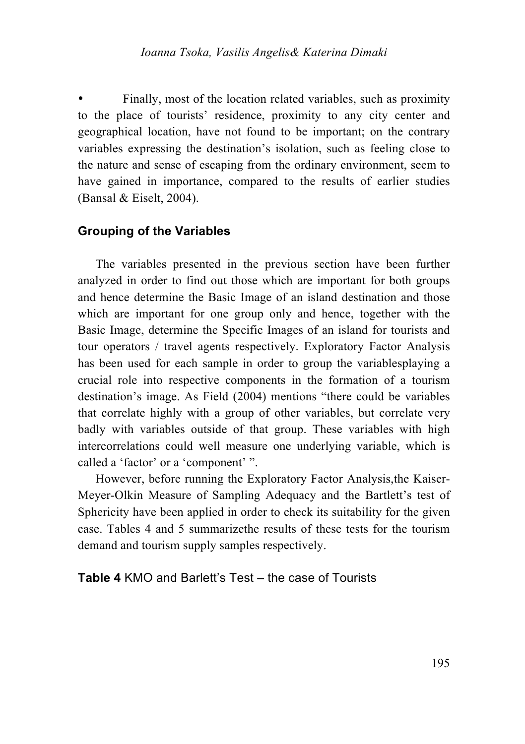- Finally, most of the location related variables, such as proximity to the place of tourists' residence, proximity to any city center and geographical location, have not found to be important; on the contrary variables expressing the destination's isolation, such as feeling close to the nature and sense of escaping from the ordinary environment, seem to have gained in importance, compared to the results of earlier studies (Bansal & Eiselt, 2004).

## Grouping of the Variables

The variables presented in the previous section have been further analyzed in order to find out those which are important for both groups and hence determine the Basic Image of an island destination and those which are important for one group only and hence, together with the Basic Image, determine the Specific Images of an island for tourists and tour operators / travel agents respectively. Exploratory Factor Analysis has been used for each sample in order to group the variablesplaying a crucial role into respective components in the formation of a tourism destination's image. As Field (2004) mentions "there could be variables that correlate highly with a group of other variables, but correlate very badly with variables outside of that group. These variables with high intercorrelations could well measure one underlying variable, which is called a 'factor' or a 'component' ".

However, before running the Exploratory Factor Analysis,the Kaiser-Meyer-Olkin Measure of Sampling Adequacy and the Bartlett's test of Sphericity have been applied in order to check its suitability for the given case. Tables 4 and 5 summarizethe results of these tests for the tourism demand and tourism supply samples respectively.

**Table 4** KMO and Barlett's Test – the case of Tourists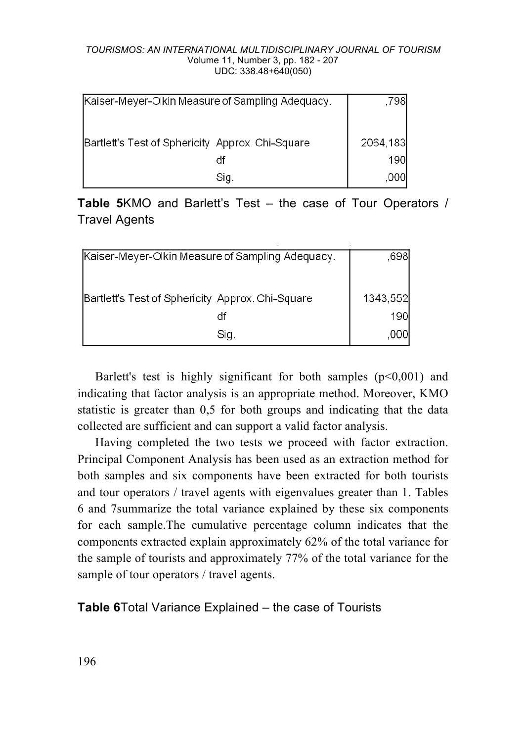| Kaiser-Meyer-Olkin Measure of Sampling Adequacy. | | ,798 |
|---|---|---|
| Bartlett's Test of Sphericity | Approx. Chi-Square | 2064,183 |
| | df | 190 |
| | Sig. | ,000 |

**Table 5**KMO and Barlett's Test – the case of Tour Operators / Travel Agents

| Kaiser-Meyer-Olkin Measure of Sampling Adequacy. | | ,698 |
|---|---|---|
| Bartlett's Test of Sphericity | Approx. Chi-Square | 1343,552 |
| | df | 190 |
| | Sig. | ,000 |

Barlett's test is highly significant for both samples ($p<0,001$) and indicating that factor analysis is an appropriate method. Moreover, KMO statistic is greater than 0,5 for both groups and indicating that the data collected are sufficient and can support a valid factor analysis.

Having completed the two tests we proceed with factor extraction. Principal Component Analysis has been used as an extraction method for both samples and six components have been extracted for both tourists and tour operators / travel agents with eigenvalues greater than 1. Tables 6 and 7summarize the total variance explained by these six components for each sample.The cumulative percentage column indicates that the components extracted explain approximately 62% of the total variance for the sample of tourists and approximately 77% of the total variance for the sample of tour operators / travel agents.

**Table 6**Total Variance Explained – the case of Tourists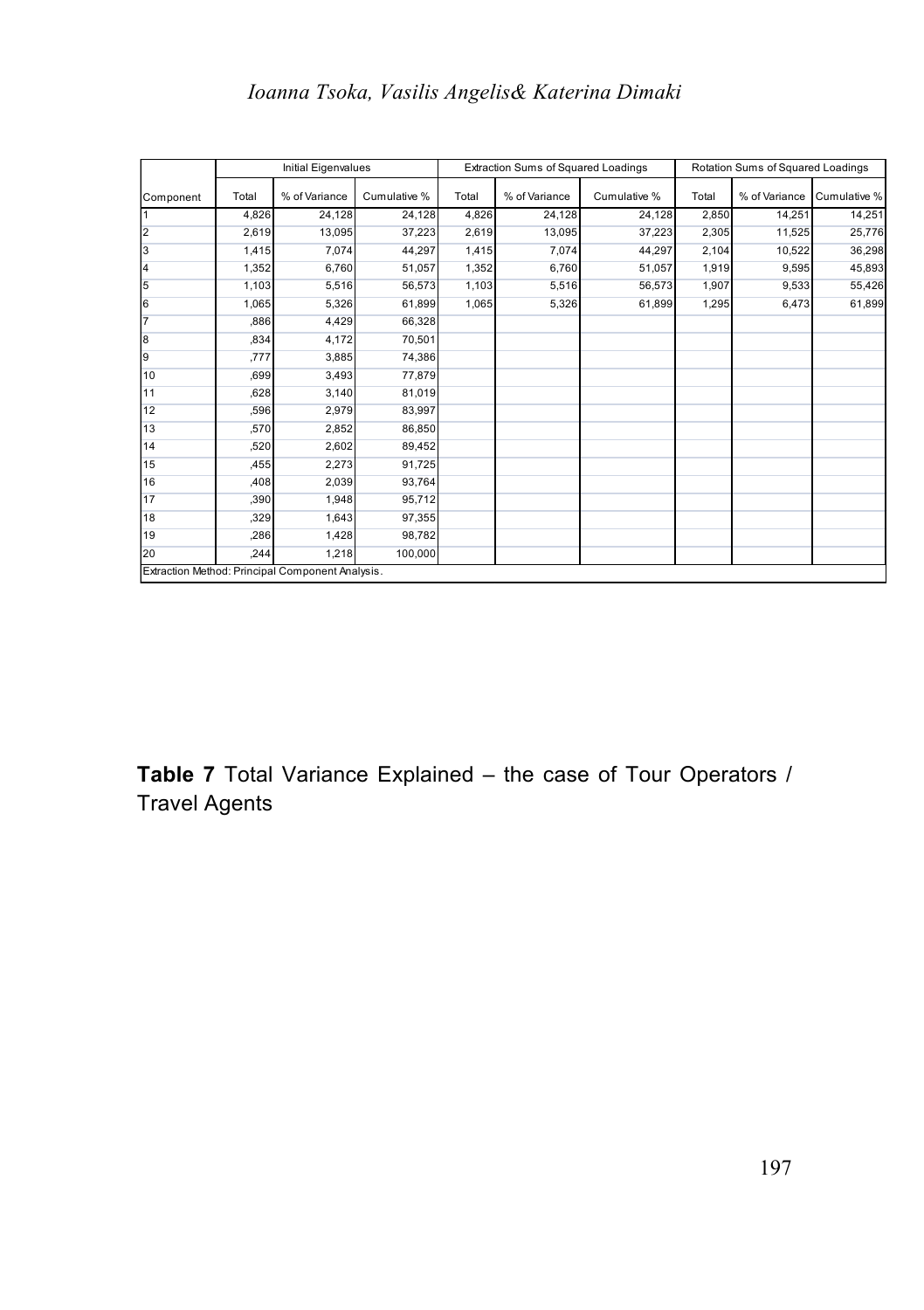| Component | Initial Eigenvalues | | | Extraction Sums of Squared Loadings | | | Rotation Sums of Squared Loadings | | |
|---|---|---|---|---|---|---|---|---|---|
| | Total | % of Variance | Cumulative % | Total | % of Variance | Cumulative % | Total | % of Variance | Cumulative % |
| 1 | 4,826 | 24,128 | 24,128 | 4,826 | 24,128 | 24,128 | 2,850 | 14,251 | 14,251 |
| 2 | 2,619 | 13,095 | 37,223 | 2,619 | 13,095 | 37,223 | 2,305 | 11,525 | 25,776 |
| 3 | 1,415 | 7,074 | 44,297 | 1,415 | 7,074 | 44,297 | 2,104 | 10,522 | 36,298 |
| 4 | 1,352 | 6,760 | 51,057 | 1,352 | 6,760 | 51,057 | 1,919 | 9,595 | 45,893 |
| 5 | 1,103 | 5,516 | 56,573 | 1,103 | 5,516 | 56,573 | 1,907 | 9,533 | 55,426 |
| 6 | 1,065 | 5,326 | 61,899 | 1,065 | 5,326 | 61,899 | 1,295 | 6,473 | 61,899 |
| 7 | ,886 | 4,429 | 66,328 | | | | | | |
| 8 | ,834 | 4,172 | 70,501 | | | | | | |
| 9 | ,777 | 3,885 | 74,386 | | | | | | |
| 10 | ,699 | 3,493 | 77,879 | | | | | | |
| 11 | ,628 | 3,140 | 81,019 | | | | | | |
| 12 | ,596 | 2,979 | 83,997 | | | | | | |
| 13 | ,570 | 2,852 | 86,850 | | | | | | |
| 14 | ,520 | 2,602 | 89,452 | | | | | | |
| 15 | ,455 | 2,273 | 91,725 | | | | | | |
| 16 | ,408 | 2,039 | 93,764 | | | | | | |
| 17 | ,390 | 1,948 | 95,712 | | | | | | |
| 18 | ,329 | 1,643 | 97,355 | | | | | | |
| 19 | ,286 | 1,428 | 98,782 | | | | | | |
| 20 | ,244 | 1,218 | 100,000 | | | | | | |

Extraction Method: Principal Component Analysis.

**Table 7** Total Variance Explained – the case of Tour Operators / Travel Agents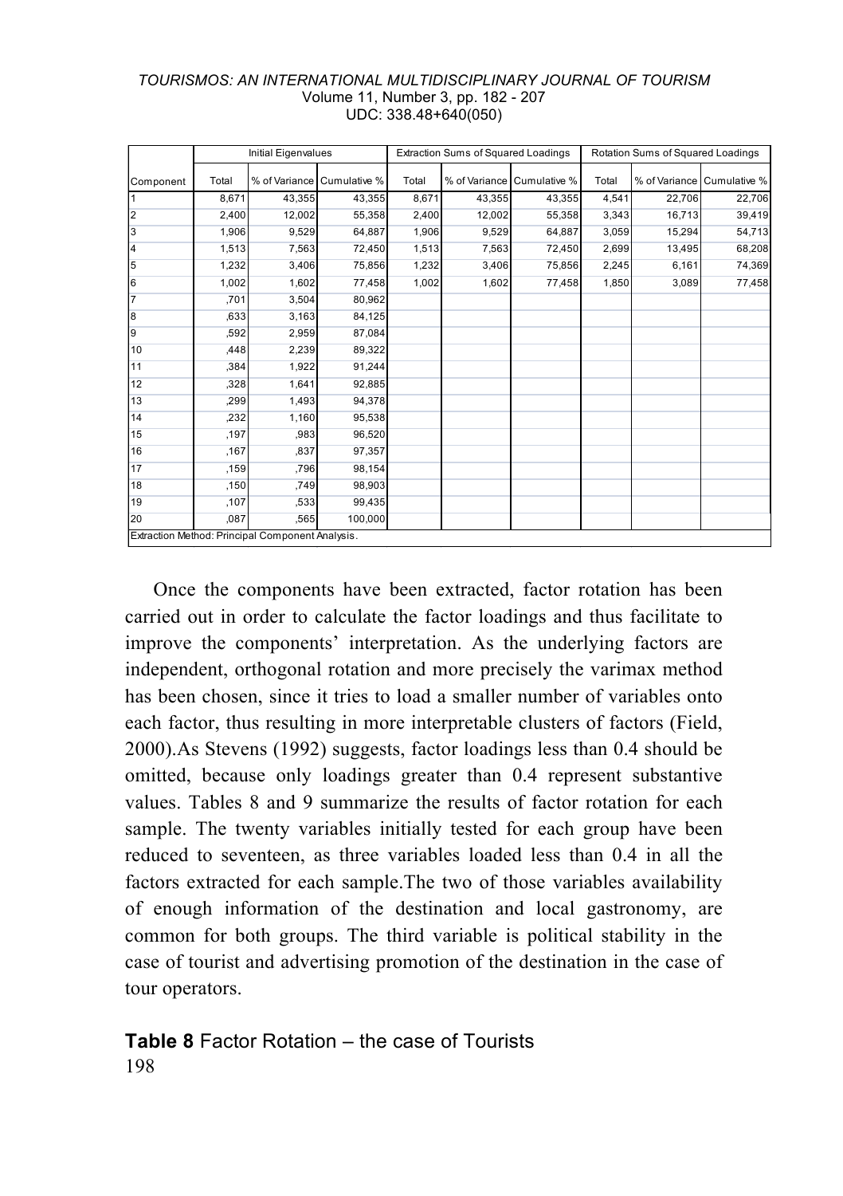| | Initial Eigenvalues | | | Extraction Sums of Squared Loadings | | | Rotation Sums of Squared Loadings | | |
|---|---|---|---|---|---|---|---|---|---|
| Component | Total | % of Variance | Cumulative % | Total | % of Variance | Cumulative % | Total | % of Variance | Cumulative % |
| 1 | 8,671 | 43,355 | 43,355 | 8,671 | 43,355 | 43,355 | 4,541 | 22,706 | 22,706 |
| 2 | 2,400 | 12,002 | 55,358 | 2,400 | 12,002 | 55,358 | 3,343 | 16,713 | 39,419 |
| 3 | 1,906 | 9,529 | 64,887 | 1,906 | 9,529 | 64,887 | 3,059 | 15,294 | 54,713 |
| 4 | 1,513 | 7,563 | 72,450 | 1,513 | 7,563 | 72,450 | 2,699 | 13,495 | 68,208 |
| 5 | 1,232 | 3,406 | 75,856 | 1,232 | 3,406 | 75,856 | 2,245 | 6,161 | 74,369 |
| 6 | 1,002 | 1,602 | 77,458 | 1,002 | 1,602 | 77,458 | 1,850 | 3,089 | 77,458 |
| 7 | ,701 | 3,504 | 80,962 | | | | | | |
| 8 | ,633 | 3,163 | 84,125 | | | | | | |
| 9 | ,592 | 2,959 | 87,084 | | | | | | |
| 10 | ,448 | 2,239 | 89,322 | | | | | | |
| 11 | ,384 | 1,922 | 91,244 | | | | | | |
| 12 | ,328 | 1,641 | 92,885 | | | | | | |
| 13 | ,299 | 1,493 | 94,378 | | | | | | |
| 14 | ,232 | 1,160 | 95,538 | | | | | | |
| 15 | ,197 | ,983 | 96,520 | | | | | | |
| 16 | ,167 | ,837 | 97,357 | | | | | | |
| 17 | ,159 | ,796 | 98,154 | | | | | | |
| 18 | ,150 | ,749 | 98,903 | | | | | | |
| 19 | ,107 | ,533 | 99,435 | | | | | | |
| 20 | ,087 | ,565 | 100,000 | | | | | | |

Extraction Method: Principal Component Analysis.

Once the components have been extracted, factor rotation has been carried out in order to calculate the factor loadings and thus facilitate to improve the components' interpretation. As the underlying factors are independent, orthogonal rotation and more precisely the varimax method has been chosen, since it tries to load a smaller number of variables onto each factor, thus resulting in more interpretable clusters of factors (Field, 2000).As Stevens (1992) suggests, factor loadings less than 0.4 should be omitted, because only loadings greater than 0.4 represent substantive values. Tables 8 and 9 summarize the results of factor rotation for each sample. The twenty variables initially tested for each group have been reduced to seventeen, as three variables loaded less than 0.4 in all the factors extracted for each sample.The two of those variables availability of enough information of the destination and local gastronomy, are common for both groups. The third variable is political stability in the case of tourist and advertising promotion of the destination in the case of tour operators.

**Table 8** Factor Rotation – the case of Tourists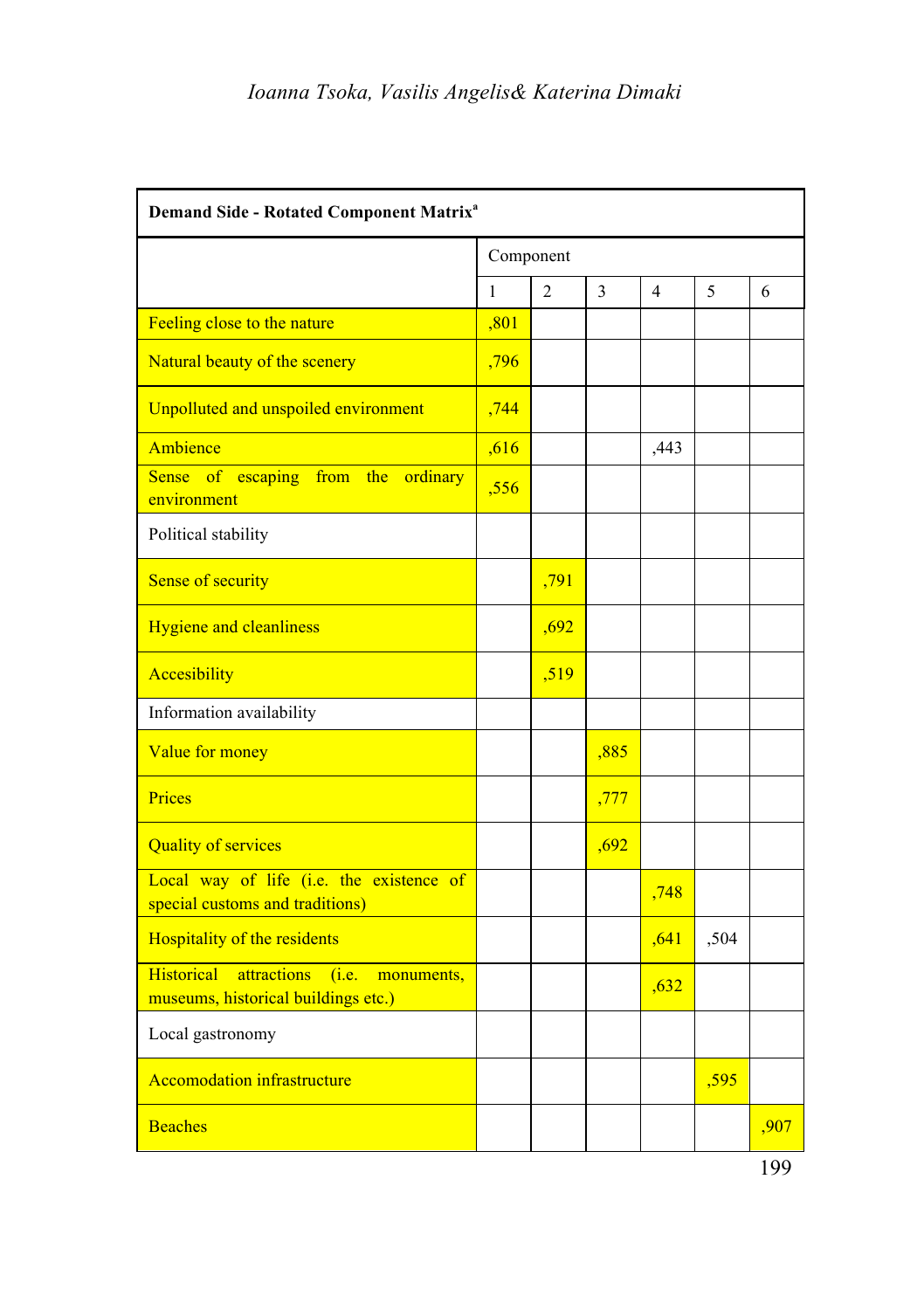| Demand Side - Rotated Component Matrix[a] | | | | | | |
|---|---|---|---|---|---|---|
| | Component | | | | | |
| | 1 | 2 | 3 | 4 | 5 | 6 |
| Feeling close to the nature | ,801 | | | | | |
| Natural beauty of the scenery | ,796 | | | | | |
| Unpolluted and unspoiled environment | ,744 | | | | | |
| Ambience | ,616 | | | ,443 | | |
| Sense of escaping from the ordinary environment | ,556 | | | | | |
| Political stability | | | | | | |
| Sense of security | | ,791 | | | | |
| Hygiene and cleanliness | | ,692 | | | | |
| Accesibility | | ,519 | | | | |
| Information availability | | | | | | |
| Value for money | | | ,885 | | | |
| Prices | | | ,777 | | | |
| Quality of services | | | ,692 | | | |
| Local way of life (i.e. the existence of special customs and traditions) | | | | ,748 | | |
| Hospitality of the residents | | | | ,641 | ,504 | |
| Historical attractions (i.e. monuments, museums, historical buildings etc.) | | | | ,632 | | |
| Local gastronomy | | | | | | |
| Accomodation infrastructure | | | | | ,595 | |
| Beaches | | | | | | ,907 |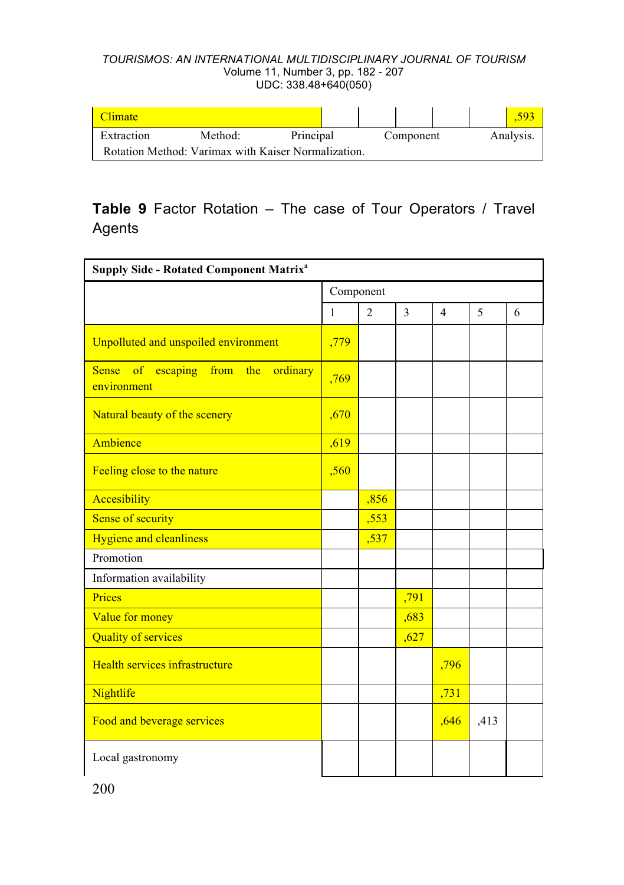| | | | | | | |
|---|---|---|---|---|---|---|
| Climate | | | | | | ,593 |

Extraction Method: Principal Component Analysis.
Rotation Method: Varimax with Kaiser Normalization.

**Table 9** Factor Rotation – The case of Tour Operators / Travel Agents

| Supply Side - Rotated Component Matrix[a] | | | | | | |
|---|---|---|---|---|---|---|
| | Component | | | | | |
| | 1 | 2 | 3 | 4 | 5 | 6 |
| Unpolluted and unspoiled environment | ,779 | | | | | |
| Sense of escaping from the ordinary environment | ,769 | | | | | |
| Natural beauty of the scenery | ,670 | | | | | |
| Ambience | ,619 | | | | | |
| Feeling close to the nature | ,560 | | | | | |
| Accesibility | | ,856 | | | | |
| Sense of security | | ,553 | | | | |
| Hygiene and cleanliness | | ,537 | | | | |
| Promotion | | | | | | |
| Information availability | | | | | | |
| Prices | | | ,791 | | | |
| Value for money | | | ,683 | | | |
| Quality of services | | | ,627 | | | |
| Health services infrastructure | | | | ,796 | | |
| Nightlife | | | | ,731 | | |
| Food and beverage services | | | | ,646 | ,413 | |
| Local gastronomy | | | | | | |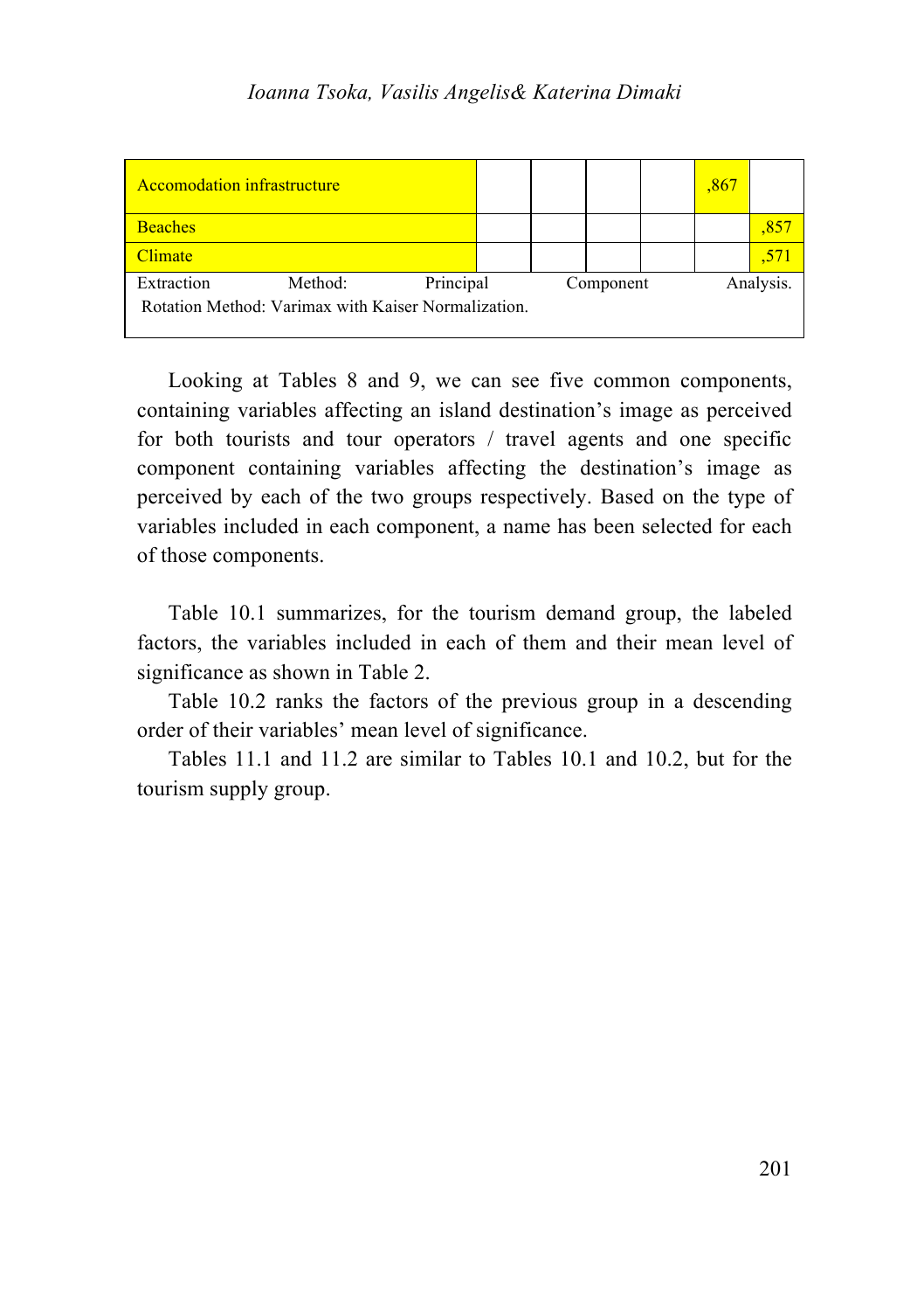| | | | | | | |
|---|---|---|---|---|---|---|
| Accomodation infrastructure | | | | | ,867 | |
| Beaches | | | | | | ,857 |
| Climate | | | | | | ,571 |

Extraction Method: Principal Component Analysis.
Rotation Method: Varimax with Kaiser Normalization.

Looking at Tables 8 and 9, we can see five common components, containing variables affecting an island destination's image as perceived for both tourists and tour operators / travel agents and one specific component containing variables affecting the destination's image as perceived by each of the two groups respectively. Based on the type of variables included in each component, a name has been selected for each of those components.

Table 10.1 summarizes, for the tourism demand group, the labeled factors, the variables included in each of them and their mean level of significance as shown in Table 2.

Table 10.2 ranks the factors of the previous group in a descending order of their variables' mean level of significance.

Tables 11.1 and 11.2 are similar to Tables 10.1 and 10.2, but for the tourism supply group.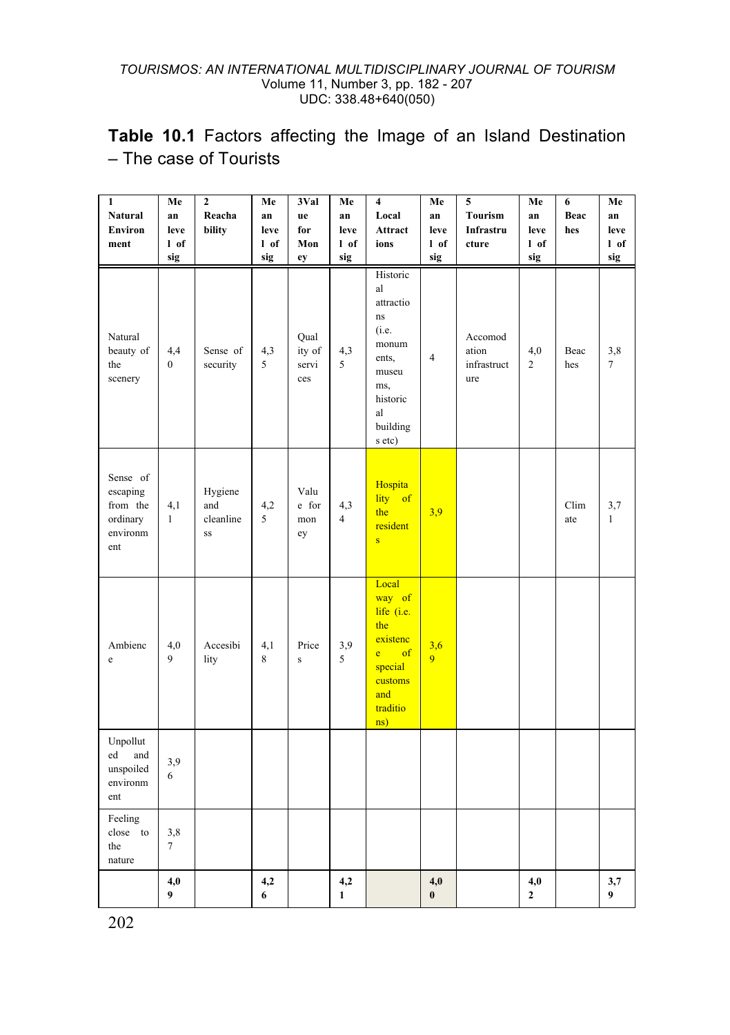**Table 10.1** Factors affecting the Image of an Island Destination – The case of Tourists

| 1 Natural Environment | Mean level of sig | 2 Reachability | Mean level of sig | 3 Value for Money | Mean level of sig | 4 Local Attractions | Mean level of sig | 5 Tourism Infrastructure | Mean level of sig | 6 Beaches | Mean level of sig |
|---|---|---|---|---|---|---|---|---|---|---|---|
| Natural beauty of the scenery | 4,40 | Sense of security | 4,35 | Quality of services | 4,35 | Historical attractions (i.e. monuments, museums, historical buildings etc) | 4 | Accomodation infrastructure | 4,02 | Beaches | 3,87 |
| Sense of escaping from the ordinary environment | 4,11 | Hygiene and cleanliness | 4,25 | Value for money | 4,34 | Hospitality of the residents | 3,9 | | | Climate | 3,71 |
| Ambience | 4,09 | Accesibility | 4,18 | Prices | 3,95 | Local way of life (i.e. the existence of special customs and traditions) | 3,69 | | | | |
| Unpolluted and unspoiled environment | 3,96 | | | | | | | | | | |
| Feeling close to the nature | 3,87 | | | | | | | | | | |
| | **4,09** | | **4,26** | | **4,21** | | **4,00** | | **4,02** | | **3,79** |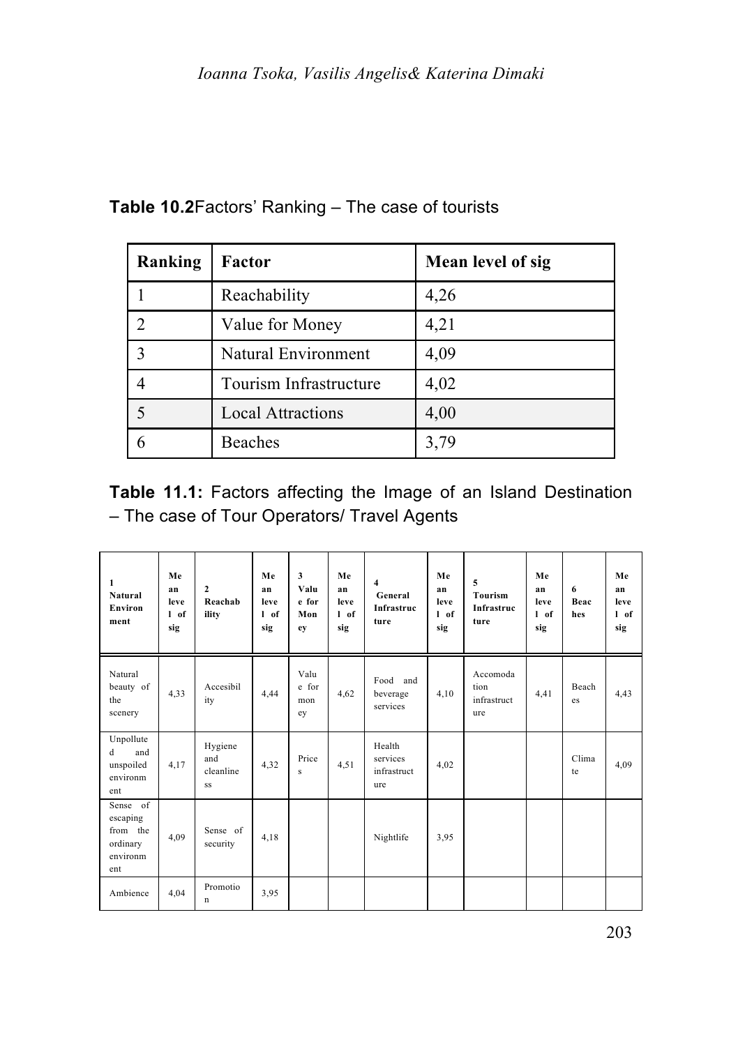**Table 10.2**Factors' Ranking – The case of tourists

| Ranking | Factor | Mean level of sig |
|---|---|---|
| 1 | Reachability | 4,26 |
| 2 | Value for Money | 4,21 |
| 3 | Natural Environment | 4,09 |
| 4 | Tourism Infrastructure | 4,02 |
| 5 | Local Attractions | 4,00 |
| 6 | Beaches | 3,79 |

**Table 11.1:** Factors affecting the Image of an Island Destination – The case of Tour Operators/ Travel Agents

| 1 Natural Environment | Mean level of sig | 2 Reachability | Mean level of sig | 3 Value for Money | Mean level of sig | 4 General Infrastructure | Mean level of sig | 5 Tourism Infrastructure | Mean level of sig | 6 Beaches | Mean level of sig |
|---|---|---|---|---|---|---|---|---|---|---|---|
| Natural beauty of the scenery | 4,33 | Accesibility | 4,44 | Value for money | 4,62 | Food and beverage services | 4,10 | Accomodation infrastructure | 4,41 | Beaches | 4,43 |
| Unpolluted and unspoiled environment | 4,17 | Hygiene and cleanliness | 4,32 | Prices | 4,51 | Health services infrastructure | 4,02 | | | Climate | 4,09 |
| Sense of escaping from the ordinary environment | 4,09 | Sense of security | 4,18 | | | Nightlife | 3,95 | | | | |
| Ambience | 4,04 | Promotion | 3,95 | | | | | | | | |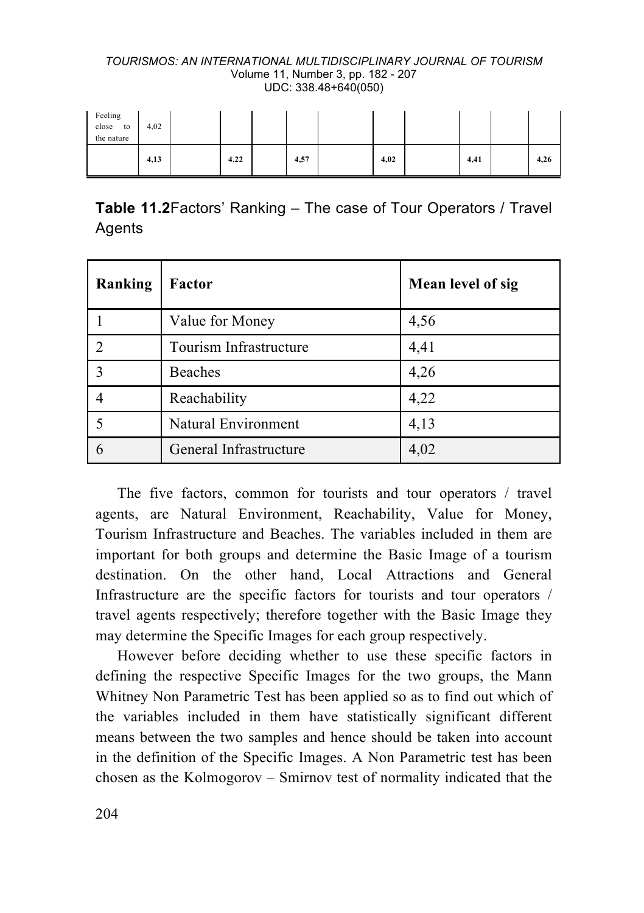| | | | | | | | | | | | |
|---|---|---|---|---|---|---|---|---|---|---|---|
| Feeling close to the nature | 4,02 | | | | | | | | | | |
| | 4,13 | | 4,22 | | 4,57 | | 4,02 | | 4,41 | | 4,26 |

**Table 11.2** Factors' Ranking – The case of Tour Operators / Travel Agents

| Ranking | Factor | Mean level of sig |
|---|---|---|
| 1 | Value for Money | 4,56 |
| 2 | Tourism Infrastructure | 4,41 |
| 3 | Beaches | 4,26 |
| 4 | Reachability | 4,22 |
| 5 | Natural Environment | 4,13 |
| 6 | General Infrastructure | 4,02 |

The five factors, common for tourists and tour operators / travel agents, are Natural Environment, Reachability, Value for Money, Tourism Infrastructure and Beaches. The variables included in them are important for both groups and determine the Basic Image of a tourism destination. On the other hand, Local Attractions and General Infrastructure are the specific factors for tourists and tour operators / travel agents respectively; therefore together with the Basic Image they may determine the Specific Images for each group respectively.

However before deciding whether to use these specific factors in defining the respective Specific Images for the two groups, the Mann Whitney Non Parametric Test has been applied so as to find out which of the variables included in them have statistically significant different means between the two samples and hence should be taken into account in the definition of the Specific Images. A Non Parametric test has been chosen as the Kolmogorov – Smirnov test of normality indicated that the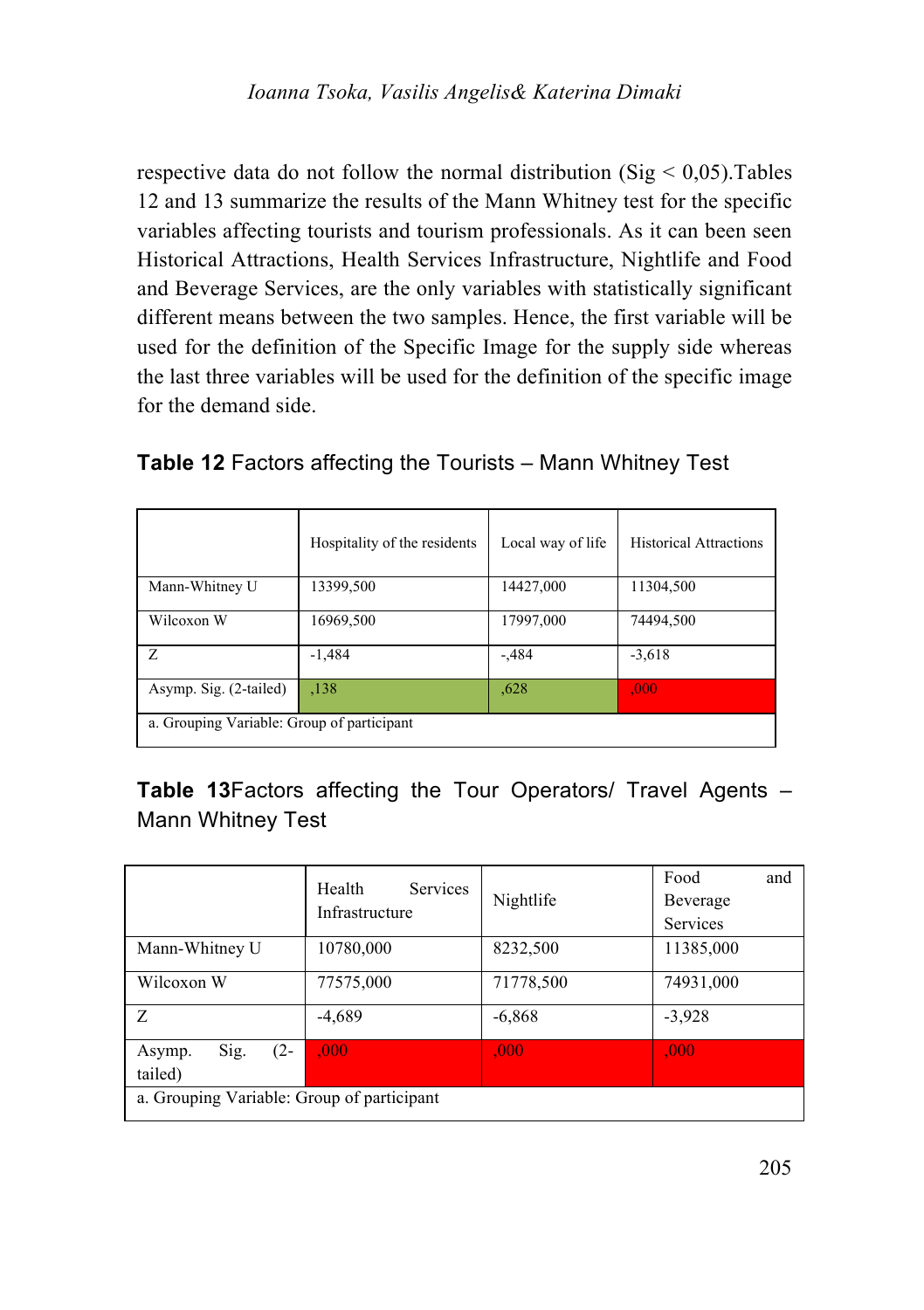respective data do not follow the normal distribution (Sig < 0,05).Tables 12 and 13 summarize the results of the Mann Whitney test for the specific variables affecting tourists and tourism professionals. As it can been seen Historical Attractions, Health Services Infrastructure, Nightlife and Food and Beverage Services, are the only variables with statistically significant different means between the two samples. Hence, the first variable will be used for the definition of the Specific Image for the supply side whereas the last three variables will be used for the definition of the specific image for the demand side.

**Table 12** Factors affecting the Tourists – Mann Whitney Test

| | Hospitality of the residents | Local way of life | Historical Attractions |
|---|---|---|---|
| Mann-Whitney U | 13399,500 | 14427,000 | 11304,500 |
| Wilcoxon W | 16969,500 | 17997,000 | 74494,500 |
| Z | -1,484 | -,484 | -3,618 |
| Asymp. Sig. (2-tailed) | ,138 | ,628 | ,000 |
| a. Grouping Variable: Group of participant | | | |

**Table 13**Factors affecting the Tour Operators/ Travel Agents – Mann Whitney Test

| | Health Services Infrastructure | Nightlife | Food and Beverage Services |
|---|---|---|---|
| Mann-Whitney U | 10780,000 | 8232,500 | 11385,000 |
| Wilcoxon W | 77575,000 | 71778,500 | 74931,000 |
| Z | -4,689 | -6,868 | -3,928 |
| Asymp. Sig. (2-tailed) | ,000 | ,000 | ,000 |
| a. Grouping Variable: Group of participant | | | |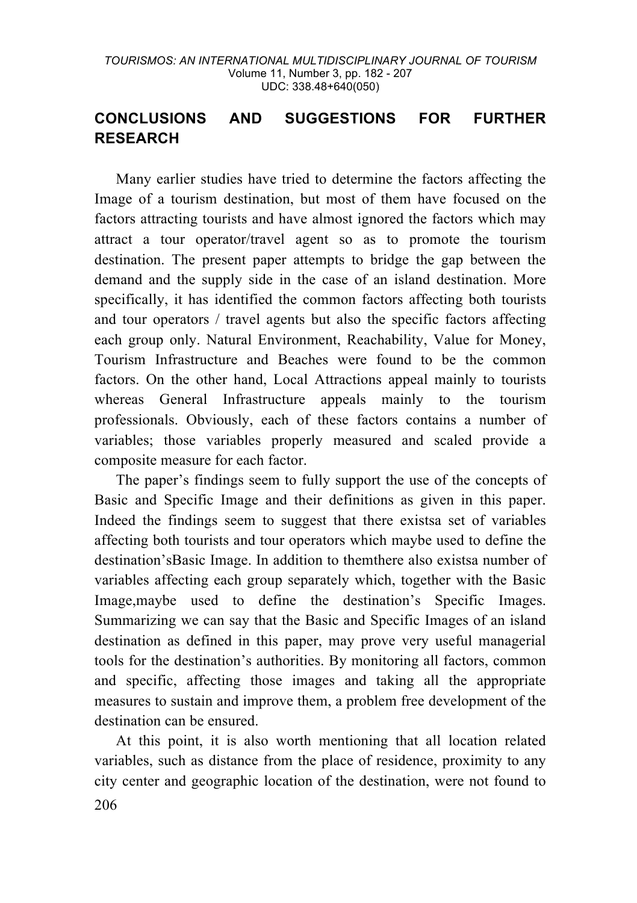## CONCLUSIONS AND SUGGESTIONS FOR FURTHER RESEARCH

Many earlier studies have tried to determine the factors affecting the Image of a tourism destination, but most of them have focused on the factors attracting tourists and have almost ignored the factors which may attract a tour operator/travel agent so as to promote the tourism destination. The present paper attempts to bridge the gap between the demand and the supply side in the case of an island destination. More specifically, it has identified the common factors affecting both tourists and tour operators / travel agents but also the specific factors affecting each group only. Natural Environment, Reachability, Value for Money, Tourism Infrastructure and Beaches were found to be the common factors. On the other hand, Local Attractions appeal mainly to tourists whereas General Infrastructure appeals mainly to the tourism professionals. Obviously, each of these factors contains a number of variables; those variables properly measured and scaled provide a composite measure for each factor.

The paper's findings seem to fully support the use of the concepts of Basic and Specific Image and their definitions as given in this paper. Indeed the findings seem to suggest that there existsa set of variables affecting both tourists and tour operators which maybe used to define the destination'sBasic Image. In addition to themthere also existsa number of variables affecting each group separately which, together with the Basic Image,maybe used to define the destination's Specific Images. Summarizing we can say that the Basic and Specific Images of an island destination as defined in this paper, may prove very useful managerial tools for the destination's authorities. By monitoring all factors, common and specific, affecting those images and taking all the appropriate measures to sustain and improve them, a problem free development of the destination can be ensured.

At this point, it is also worth mentioning that all location related variables, such as distance from the place of residence, proximity to any city center and geographic location of the destination, were not found to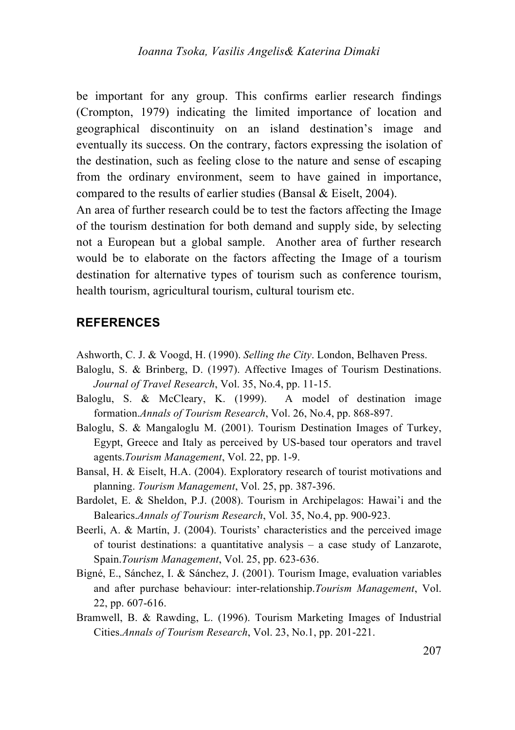be important for any group. This confirms earlier research findings (Crompton, 1979) indicating the limited importance of location and geographical discontinuity on an island destination's image and eventually its success. On the contrary, factors expressing the isolation of the destination, such as feeling close to the nature and sense of escaping from the ordinary environment, seem to have gained in importance, compared to the results of earlier studies (Bansal & Eiselt, 2004).

An area of further research could be to test the factors affecting the Image of the tourism destination for both demand and supply side, by selecting not a European but a global sample. Another area of further research would be to elaborate on the factors affecting the Image of a tourism destination for alternative types of tourism such as conference tourism, health tourism, agricultural tourism, cultural tourism etc.

## REFERENCES

Ashworth, C. J. & Voogd, H. (1990). *Selling the City*. London, Belhaven Press.

Baloglu, S. & Brinberg, D. (1997). Affective Images of Tourism Destinations. *Journal of Travel Research*, Vol. 35, No.4, pp. 11-15.

Baloglu, S. & McCleary, K. (1999). A model of destination image formation.*Annals of Tourism Research*, Vol. 26, No.4, pp. 868-897.

Baloglu, S. & Mangaloglu M. (2001). Tourism Destination Images of Turkey, Egypt, Greece and Italy as perceived by US-based tour operators and travel agents.*Tourism Management*, Vol. 22, pp. 1-9.

Bansal, H. & Eiselt, H.A. (2004). Exploratory research of tourist motivations and planning. *Tourism Management*, Vol. 25, pp. 387-396.

Bardolet, E. & Sheldon, P.J. (2008). Tourism in Archipelagos: Hawai'i and the Balearics.*Annals of Tourism Research*, Vol. 35, No.4, pp. 900-923.

Beerli, A. & Martín, J. (2004). Tourists' characteristics and the perceived image of tourist destinations: a quantitative analysis – a case study of Lanzarote, Spain.*Tourism Management*, Vol. 25, pp. 623-636.

Bigné, E., Sánchez, I. & Sánchez, J. (2001). Tourism Image, evaluation variables and after purchase behaviour: inter-relationship.*Tourism Management*, Vol. 22, pp. 607-616.

Bramwell, B. & Rawding, L. (1996). Tourism Marketing Images of Industrial Cities.*Annals of Tourism Research*, Vol. 23, No.1, pp. 201-221.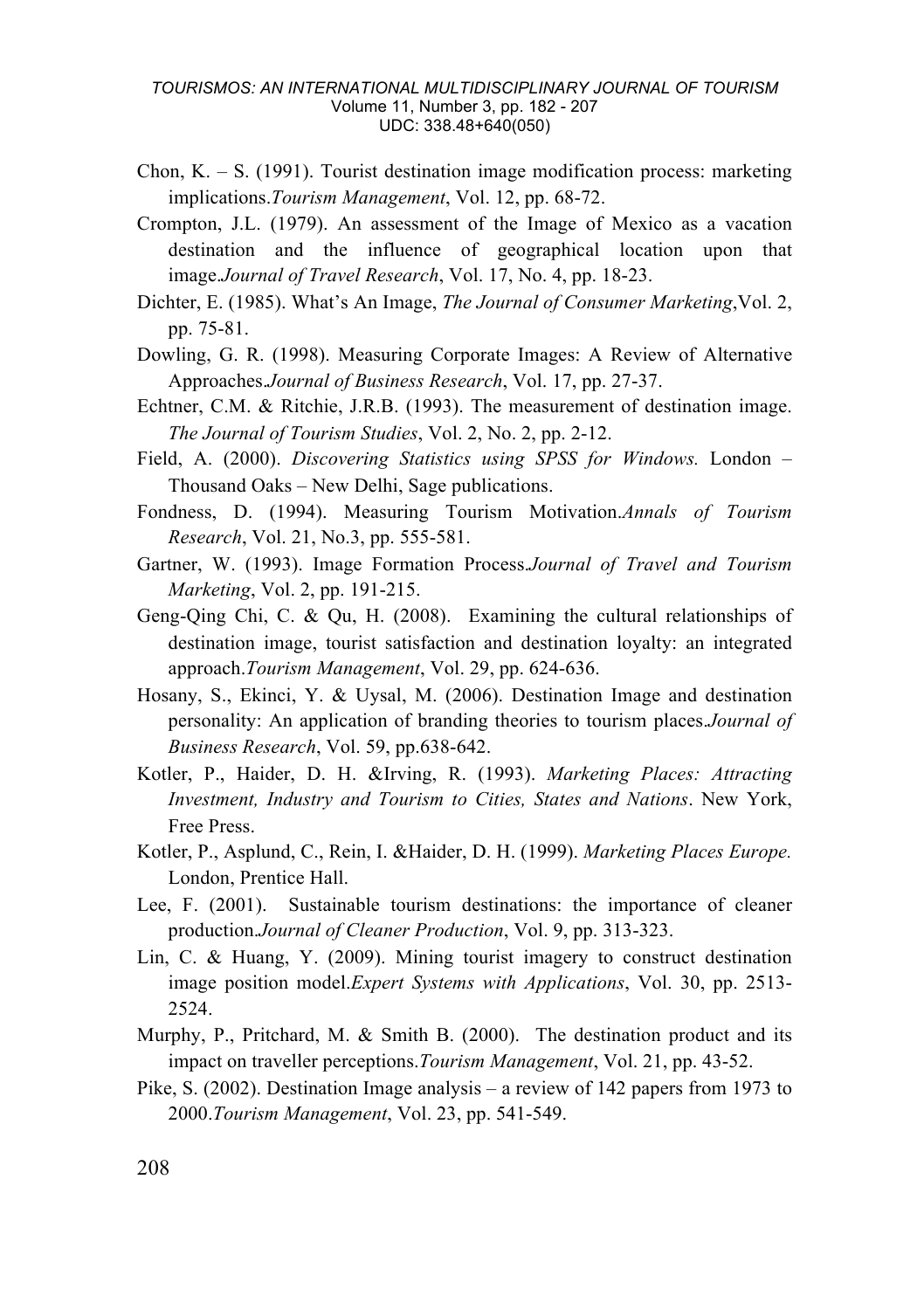Chon, K. – S. (1991). Tourist destination image modification process: marketing implications.*Tourism Management*, Vol. 12, pp. 68-72.

Crompton, J.L. (1979). An assessment of the Image of Mexico as a vacation destination and the influence of geographical location upon that image.*Journal of Travel Research*, Vol. 17, No. 4, pp. 18-23.

Dichter, E. (1985). What's An Image, *The Journal of Consumer Marketing*,Vol. 2, pp. 75-81.

Dowling, G. R. (1998). Measuring Corporate Images: A Review of Alternative Approaches.*Journal of Business Research*, Vol. 17, pp. 27-37.

Echtner, C.M. & Ritchie, J.R.B. (1993). The measurement of destination image. *The Journal of Tourism Studies*, Vol. 2, No. 2, pp. 2-12.

Field, A. (2000). *Discovering Statistics using SPSS for Windows.* London – Thousand Oaks – New Delhi, Sage publications.

Fondness, D. (1994). Measuring Tourism Motivation.*Annals of Tourism Research*, Vol. 21, No.3, pp. 555-581.

Gartner, W. (1993). Image Formation Process.*Journal of Travel and Tourism Marketing*, Vol. 2, pp. 191-215.

Geng-Qing Chi, C. & Qu, H. (2008). Examining the cultural relationships of destination image, tourist satisfaction and destination loyalty: an integrated approach.*Tourism Management*, Vol. 29, pp. 624-636.

Hosany, S., Ekinci, Y. & Uysal, M. (2006). Destination Image and destination personality: An application of branding theories to tourism places.*Journal of Business Research*, Vol. 59, pp.638-642.

Kotler, P., Haider, D. H. &Irving, R. (1993). *Marketing Places: Attracting Investment, Industry and Tourism to Cities, States and Nations*. New York, Free Press.

Kotler, P., Asplund, C., Rein, I. &Haider, D. H. (1999). *Marketing Places Europe.* London, Prentice Hall.

Lee, F. (2001). Sustainable tourism destinations: the importance of cleaner production.*Journal of Cleaner Production*, Vol. 9, pp. 313-323.

Lin, C. & Huang, Y. (2009). Mining tourist imagery to construct destination image position model.*Expert Systems with Applications*, Vol. 30, pp. 2513-2524.

Murphy, P., Pritchard, M. & Smith B. (2000). The destination product and its impact on traveller perceptions.*Tourism Management*, Vol. 21, pp. 43-52.

Pike, S. (2002). Destination Image analysis – a review of 142 papers from 1973 to 2000.*Tourism Management*, Vol. 23, pp. 541-549.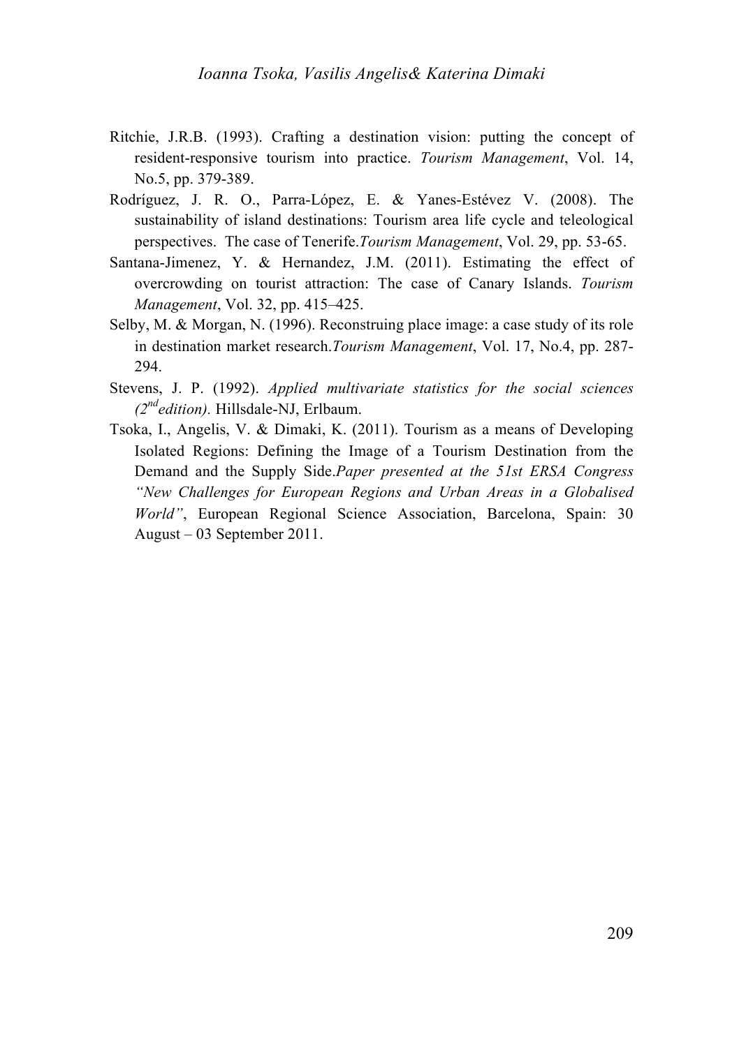Ritchie, J.R.B. (1993). Crafting a destination vision: putting the concept of resident-responsive tourism into practice. *Tourism Management*, Vol. 14, No.5, pp. 379-389.

Rodríguez, J. R. O., Parra-López, E. & Yanes-Estévez V. (2008). The sustainability of island destinations: Tourism area life cycle and teleological perspectives. The case of Tenerife.*Tourism Management*, Vol. 29, pp. 53-65.

Santana-Jimenez, Y. & Hernandez, J.M. (2011). Estimating the effect of overcrowding on tourist attraction: The case of Canary Islands. *Tourism Management*, Vol. 32, pp. 415–425.

Selby, M. & Morgan, N. (1996). Reconstruing place image: a case study of its role in destination market research.*Tourism Management*, Vol. 17, No.4, pp. 287-294.

Stevens, J. P. (1992). *Applied multivariate statistics for the social sciences (2nd edition).* Hillsdale-NJ, Erlbaum.

Tsoka, I., Angelis, V. & Dimaki, K. (2011). Tourism as a means of Developing Isolated Regions: Defining the Image of a Tourism Destination from the Demand and the Supply Side.*Paper presented at the 51st ERSA Congress "New Challenges for European Regions and Urban Areas in a Globalised World"*, European Regional Science Association, Barcelona, Spain: 30 August – 03 September 2011.